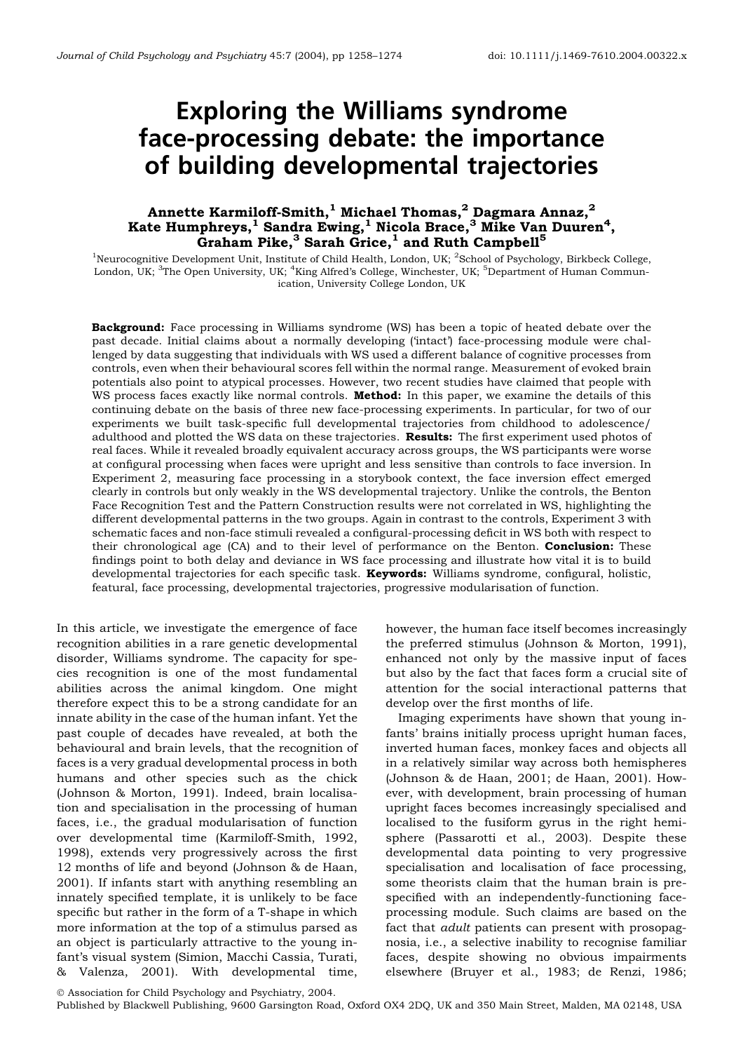# Exploring the Williams syndrome face-processing debate: the importance of building developmental trajectories

**Annette Karmiloff-Smith,[1] Michael Thomas,[2] Dagmara Annaz,[2] Kate Humphreys,[1] Sandra Ewing,[1] Nicola Brace,[3] Mike Van Duuren[4], Graham Pike,[3] Sarah Grice,[1] and Ruth Campbell[5]**

[1]Neurocognitive Development Unit, Institute of Child Health, London, UK; [2]School of Psychology, Birkbeck College, London, UK; [3]The Open University, UK; [4]King Alfred's College, Winchester, UK; [5]Department of Human Communication, University College London, UK

**Background:** Face processing in Williams syndrome (WS) has been a topic of heated debate over the past decade. Initial claims about a normally developing ('intact') face-processing module were challenged by data suggesting that individuals with WS used a different balance of cognitive processes from controls, even when their behavioural scores fell within the normal range. Measurement of evoked brain potentials also point to atypical processes. However, two recent studies have claimed that people with WS process faces exactly like normal controls. **Method:** In this paper, we examine the details of this continuing debate on the basis of three new face-processing experiments. In particular, for two of our experiments we built task-specific full developmental trajectories from childhood to adolescence/adulthood and plotted the WS data on these trajectories. **Results:** The first experiment used photos of real faces. While it revealed broadly equivalent accuracy across groups, the WS participants were worse at configural processing when faces were upright and less sensitive than controls to face inversion. In Experiment 2, measuring face processing in a storybook context, the face inversion effect emerged clearly in controls but only weakly in the WS developmental trajectory. Unlike the controls, the Benton Face Recognition Test and the Pattern Construction results were not correlated in WS, highlighting the different developmental patterns in the two groups. Again in contrast to the controls, Experiment 3 with schematic faces and non-face stimuli revealed a configural-processing deficit in WS both with respect to their chronological age (CA) and to their level of performance on the Benton. **Conclusion:** These findings point to both delay and deviance in WS face processing and illustrate how vital it is to build developmental trajectories for each specific task. **Keywords:** Williams syndrome, configural, holistic, featural, face processing, developmental trajectories, progressive modularisation of function.

In this article, we investigate the emergence of face recognition abilities in a rare genetic developmental disorder, Williams syndrome. The capacity for species recognition is one of the most fundamental abilities across the animal kingdom. One might therefore expect this to be a strong candidate for an innate ability in the case of the human infant. Yet the past couple of decades have revealed, at both the behavioural and brain levels, that the recognition of faces is a very gradual developmental process in both humans and other species such as the chick (Johnson & Morton, 1991). Indeed, brain localisation and specialisation in the processing of human faces, i.e., the gradual modularisation of function over developmental time (Karmiloff-Smith, 1992, 1998), extends very progressively across the first 12 months of life and beyond (Johnson & de Haan, 2001). If infants start with anything resembling an innately specified template, it is unlikely to be face specific but rather in the form of a T-shape in which more information at the top of a stimulus parsed as an object is particularly attractive to the young infant's visual system (Simion, Macchi Cassia, Turati, & Valenza, 2001). With developmental time, however, the human face itself becomes increasingly the preferred stimulus (Johnson & Morton, 1991), enhanced not only by the massive input of faces but also by the fact that faces form a crucial site of attention for the social interactional patterns that develop over the first months of life.

Imaging experiments have shown that young infants' brains initially process upright human faces, inverted human faces, monkey faces and objects all in a relatively similar way across both hemispheres (Johnson & de Haan, 2001; de Haan, 2001). However, with development, brain processing of human upright faces becomes increasingly specialised and localised to the fusiform gyrus in the right hemisphere (Passarotti et al., 2003). Despite these developmental data pointing to very progressive specialisation and localisation of face processing, some theorists claim that the human brain is prespecified with an independently-functioning face-processing module. Such claims are based on the fact that *adult* patients can present with prosopagnosia, i.e., a selective inability to recognise familiar faces, despite showing no obvious impairments elsewhere (Bruyer et al., 1983; de Renzi, 1986;

© Association for Child Psychology and Psychiatry, 2004.
Published by Blackwell Publishing, 9600 Garsington Road, Oxford OX4 2DQ, UK and 350 Main Street, Malden, MA 02148, USA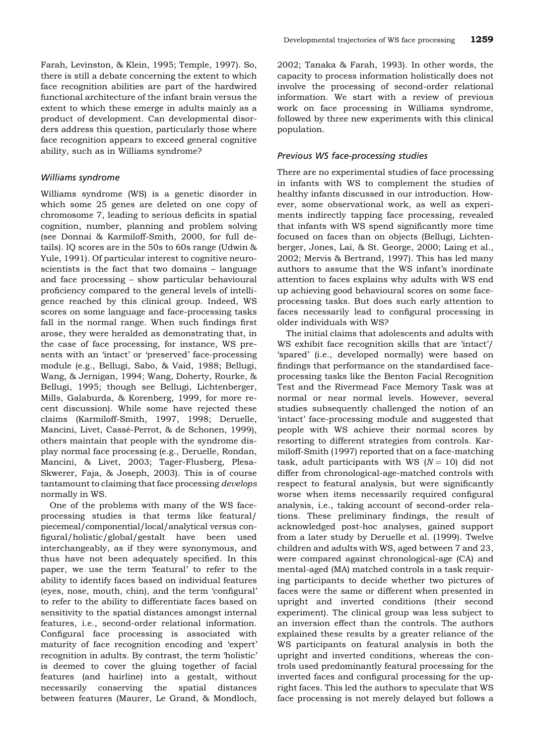Farah, Levinston, & Klein, 1995; Temple, 1997). So, there is still a debate concerning the extent to which face recognition abilities are part of the hardwired functional architecture of the infant brain versus the extent to which these emerge in adults mainly as a product of development. Can developmental disorders address this question, particularly those where face recognition appears to exceed general cognitive ability, such as in Williams syndrome?

### *Williams syndrome*

Williams syndrome (WS) is a genetic disorder in which some 25 genes are deleted on one copy of chromosome 7, leading to serious deficits in spatial cognition, number, planning and problem solving (see Donnai & Karmiloff-Smith, 2000, for full details). IQ scores are in the 50s to 60s range (Udwin & Yule, 1991). Of particular interest to cognitive neuroscientists is the fact that two domains – language and face processing – show particular behavioural proficiency compared to the general levels of intelligence reached by this clinical group. Indeed, WS scores on some language and face-processing tasks fall in the normal range. When such findings first arose, they were heralded as demonstrating that, in the case of face processing, for instance, WS presents with an 'intact' or 'preserved' face-processing module (e.g., Bellugi, Sabo, & Vaid, 1988; Bellugi, Wang, & Jernigan, 1994; Wang, Doherty, Rourke, & Bellugi, 1995; though see Bellugi, Lichtenberger, Mills, Galaburda, & Korenberg, 1999, for more recent discussion). While some have rejected these claims (Karmiloff-Smith, 1997, 1998; Deruelle, Mancini, Livet, Cassé-Perrot, & de Schonen, 1999), others maintain that people with the syndrome display normal face processing (e.g., Deruelle, Rondan, Mancini, & Livet, 2003; Tager-Flusberg, Plesa-Skwerer, Faja, & Joseph, 2003). This is of course tantamount to claiming that face processing *develops* normally in WS.

One of the problems with many of the WS face-processing studies is that terms like featural/piecemeal/componential/local/analytical versus configural/holistic/global/gestalt have been used interchangeably, as if they were synonymous, and thus have not been adequately specified. In this paper, we use the term 'featural' to refer to the ability to identify faces based on individual features (eyes, nose, mouth, chin), and the term 'configural' to refer to the ability to differentiate faces based on sensitivity to the spatial distances amongst internal features, i.e., second-order relational information. Configural face processing is associated with maturity of face recognition encoding and 'expert' recognition in adults. By contrast, the term 'holistic' is deemed to cover the gluing together of facial features (and hairline) into a gestalt, without necessarily conserving the spatial distances between features (Maurer, Le Grand, & Mondloch, 2002; Tanaka & Farah, 1993). In other words, the capacity to process information holistically does not involve the processing of second-order relational information. We start with a review of previous work on face processing in Williams syndrome, followed by three new experiments with this clinical population.

### *Previous WS face-processing studies*

There are no experimental studies of face processing in infants with WS to complement the studies of healthy infants discussed in our introduction. However, some observational work, as well as experiments indirectly tapping face processing, revealed that infants with WS spend significantly more time focused on faces than on objects (Bellugi, Lichtenberger, Jones, Lai, & St. George, 2000; Laing et al., 2002; Mervis & Bertrand, 1997). This has led many authors to assume that the WS infant's inordinate attention to faces explains why adults with WS end up achieving good behavioural scores on some face-processing tasks. But does such early attention to faces necessarily lead to configural processing in older individuals with WS?

The initial claims that adolescents and adults with WS exhibit face recognition skills that are 'intact'/'spared' (i.e., developed normally) were based on findings that performance on the standardised face-processing tasks like the Benton Facial Recognition Test and the Rivermead Face Memory Task was at normal or near normal levels. However, several studies subsequently challenged the notion of an 'intact' face-processing module and suggested that people with WS achieve their normal scores by resorting to different strategies from controls. Karmiloff-Smith (1997) reported that on a face-matching task, adult participants with WS ($N = 10$) did not differ from chronological-age-matched controls with respect to featural analysis, but were significantly worse when items necessarily required configural analysis, i.e., taking account of second-order relations. These preliminary findings, the result of acknowledged post-hoc analyses, gained support from a later study by Deruelle et al. (1999). Twelve children and adults with WS, aged between 7 and 23, were compared against chronological-age (CA) and mental-aged (MA) matched controls in a task requiring participants to decide whether two pictures of faces were the same or different when presented in upright and inverted conditions (their second experiment). The clinical group was less subject to an inversion effect than the controls. The authors explained these results by a greater reliance of the WS participants on featural analysis in both the upright and inverted conditions, whereas the controls used predominantly featural processing for the inverted faces and configural processing for the upright faces. This led the authors to speculate that WS face processing is not merely delayed but follows a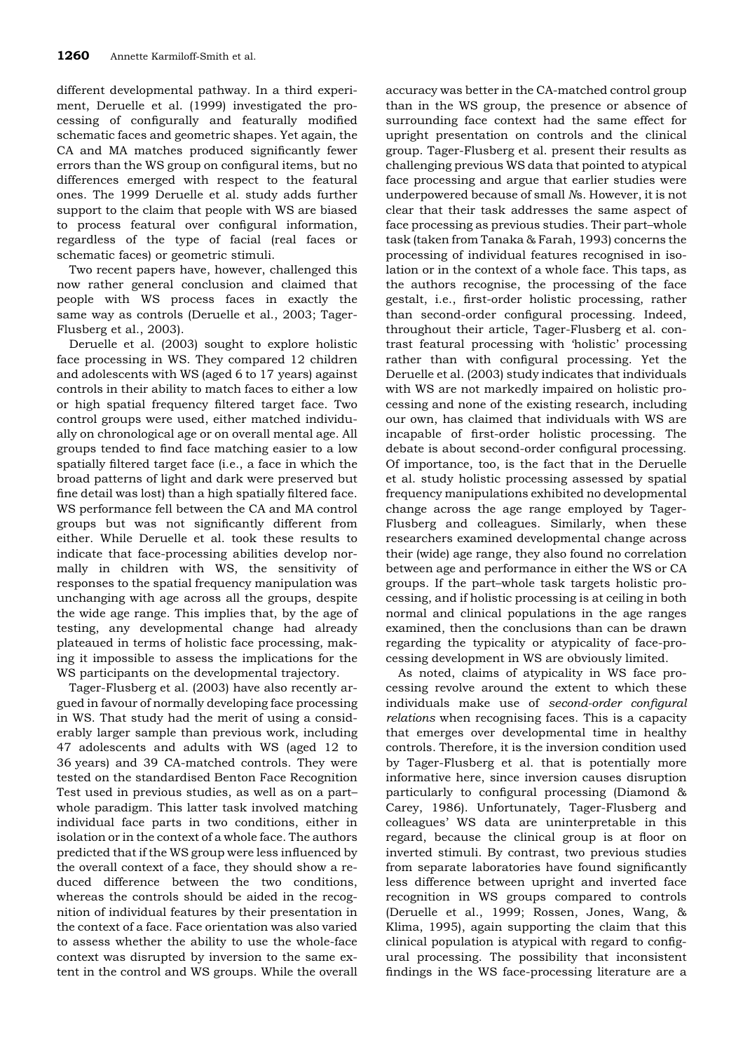different developmental pathway. In a third experiment, Deruelle et al. (1999) investigated the processing of configurally and featurally modified schematic faces and geometric shapes. Yet again, the CA and MA matches produced significantly fewer errors than the WS group on configural items, but no differences emerged with respect to the featural ones. The 1999 Deruelle et al. study adds further support to the claim that people with WS are biased to process featural over configural information, regardless of the type of facial (real faces or schematic faces) or geometric stimuli.

Two recent papers have, however, challenged this now rather general conclusion and claimed that people with WS process faces in exactly the same way as controls (Deruelle et al., 2003; Tager-Flusberg et al., 2003).

Deruelle et al. (2003) sought to explore holistic face processing in WS. They compared 12 children and adolescents with WS (aged 6 to 17 years) against controls in their ability to match faces to either a low or high spatial frequency filtered target face. Two control groups were used, either matched individually on chronological age or on overall mental age. All groups tended to find face matching easier to a low spatially filtered target face (i.e., a face in which the broad patterns of light and dark were preserved but fine detail was lost) than a high spatially filtered face. WS performance fell between the CA and MA control groups but was not significantly different from either. While Deruelle et al. took these results to indicate that face-processing abilities develop normally in children with WS, the sensitivity of responses to the spatial frequency manipulation was unchanging with age across all the groups, despite the wide age range. This implies that, by the age of testing, any developmental change had already plateaued in terms of holistic face processing, making it impossible to assess the implications for the WS participants on the developmental trajectory.

Tager-Flusberg et al. (2003) have also recently argued in favour of normally developing face processing in WS. That study had the merit of using a considerably larger sample than previous work, including 47 adolescents and adults with WS (aged 12 to 36 years) and 39 CA-matched controls. They were tested on the standardised Benton Face Recognition Test used in previous studies, as well as on a part–whole paradigm. This latter task involved matching individual face parts in two conditions, either in isolation or in the context of a whole face. The authors predicted that if the WS group were less influenced by the overall context of a face, they should show a reduced difference between the two conditions, whereas the controls should be aided in the recognition of individual features by their presentation in the context of a face. Face orientation was also varied to assess whether the ability to use the whole-face context was disrupted by inversion to the same extent in the control and WS groups. While the overall accuracy was better in the CA-matched control group than in the WS group, the presence or absence of surrounding face context had the same effect for upright presentation on controls and the clinical group. Tager-Flusberg et al. present their results as challenging previous WS data that pointed to atypical face processing and argue that earlier studies were underpowered because of small *N*s. However, it is not clear that their task addresses the same aspect of face processing as previous studies. Their part–whole task (taken from Tanaka & Farah, 1993) concerns the processing of individual features recognised in isolation or in the context of a whole face. This taps, as the authors recognise, the processing of the face gestalt, i.e., first-order holistic processing, rather than second-order configural processing. Indeed, throughout their article, Tager-Flusberg et al. contrast featural processing with 'holistic' processing rather than with configural processing. Yet the Deruelle et al. (2003) study indicates that individuals with WS are not markedly impaired on holistic processing and none of the existing research, including our own, has claimed that individuals with WS are incapable of first-order holistic processing. The debate is about second-order configural processing. Of importance, too, is the fact that in the Deruelle et al. study holistic processing assessed by spatial frequency manipulations exhibited no developmental change across the age range employed by Tager-Flusberg and colleagues. Similarly, when these researchers examined developmental change across their (wide) age range, they also found no correlation between age and performance in either the WS or CA groups. If the part–whole task targets holistic processing, and if holistic processing is at ceiling in both normal and clinical populations in the age ranges examined, then the conclusions than can be drawn regarding the typicality or atypicality of face-processing development in WS are obviously limited.

As noted, claims of atypicality in WS face processing revolve around the extent to which these individuals make use of *second-order configural relations* when recognising faces. This is a capacity that emerges over developmental time in healthy controls. Therefore, it is the inversion condition used by Tager-Flusberg et al. that is potentially more informative here, since inversion causes disruption particularly to configural processing (Diamond & Carey, 1986). Unfortunately, Tager-Flusberg and colleagues' WS data are uninterpretable in this regard, because the clinical group is at floor on inverted stimuli. By contrast, two previous studies from separate laboratories have found significantly less difference between upright and inverted face recognition in WS groups compared to controls (Deruelle et al., 1999; Rossen, Jones, Wang, & Klima, 1995), again supporting the claim that this clinical population is atypical with regard to configural processing. The possibility that inconsistent findings in the WS face-processing literature are a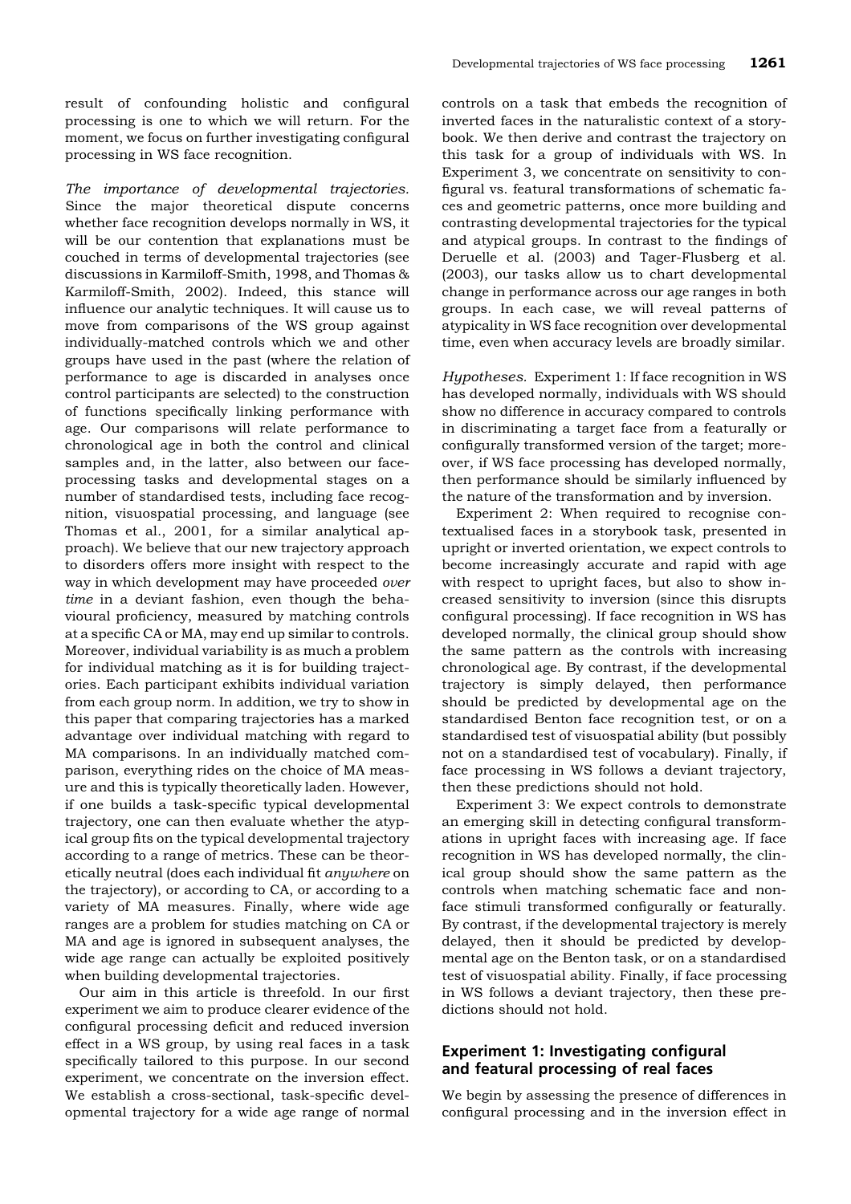result of confounding holistic and configural processing is one to which we will return. For the moment, we focus on further investigating configural processing in WS face recognition.

*The importance of developmental trajectories.* Since the major theoretical dispute concerns whether face recognition develops normally in WS, it will be our contention that explanations must be couched in terms of developmental trajectories (see discussions in Karmiloff-Smith, 1998, and Thomas & Karmiloff-Smith, 2002). Indeed, this stance will influence our analytic techniques. It will cause us to move from comparisons of the WS group against individually-matched controls which we and other groups have used in the past (where the relation of performance to age is discarded in analyses once control participants are selected) to the construction of functions specifically linking performance with age. Our comparisons will relate performance to chronological age in both the control and clinical samples and, in the latter, also between our face-processing tasks and developmental stages on a number of standardised tests, including face recognition, visuospatial processing, and language (see Thomas et al., 2001, for a similar analytical approach). We believe that our new trajectory approach to disorders offers more insight with respect to the way in which development may have proceeded *over time* in a deviant fashion, even though the behavioural proficiency, measured by matching controls at a specific CA or MA, may end up similar to controls. Moreover, individual variability is as much a problem for individual matching as it is for building trajectories. Each participant exhibits individual variation from each group norm. In addition, we try to show in this paper that comparing trajectories has a marked advantage over individual matching with regard to MA comparisons. In an individually matched comparison, everything rides on the choice of MA measure and this is typically theoretically laden. However, if one builds a task-specific typical developmental trajectory, one can then evaluate whether the atypical group fits on the typical developmental trajectory according to a range of metrics. These can be theoretically neutral (does each individual fit *anywhere* on the trajectory), or according to CA, or according to a variety of MA measures. Finally, where wide age ranges are a problem for studies matching on CA or MA and age is ignored in subsequent analyses, the wide age range can actually be exploited positively when building developmental trajectories.

Our aim in this article is threefold. In our first experiment we aim to produce clearer evidence of the configural processing deficit and reduced inversion effect in a WS group, by using real faces in a task specifically tailored to this purpose. In our second experiment, we concentrate on the inversion effect. We establish a cross-sectional, task-specific developmental trajectory for a wide age range of normal controls on a task that embeds the recognition of inverted faces in the naturalistic context of a storybook. We then derive and contrast the trajectory on this task for a group of individuals with WS. In Experiment 3, we concentrate on sensitivity to configural vs. featural transformations of schematic faces and geometric patterns, once more building and contrasting developmental trajectories for the typical and atypical groups. In contrast to the findings of Deruelle et al. (2003) and Tager-Flusberg et al. (2003), our tasks allow us to chart developmental change in performance across our age ranges in both groups. In each case, we will reveal patterns of atypicality in WS face recognition over developmental time, even when accuracy levels are broadly similar.

*Hypotheses.* Experiment 1: If face recognition in WS has developed normally, individuals with WS should show no difference in accuracy compared to controls in discriminating a target face from a featurally or configurally transformed version of the target; moreover, if WS face processing has developed normally, then performance should be similarly influenced by the nature of the transformation and by inversion.

Experiment 2: When required to recognise contextualised faces in a storybook task, presented in upright or inverted orientation, we expect controls to become increasingly accurate and rapid with age with respect to upright faces, but also to show increased sensitivity to inversion (since this disrupts configural processing). If face recognition in WS has developed normally, the clinical group should show the same pattern as the controls with increasing chronological age. By contrast, if the developmental trajectory is simply delayed, then performance should be predicted by developmental age on the standardised Benton face recognition test, or on a standardised test of visuospatial ability (but possibly not on a standardised test of vocabulary). Finally, if face processing in WS follows a deviant trajectory, then these predictions should not hold.

Experiment 3: We expect controls to demonstrate an emerging skill in detecting configural transformations in upright faces with increasing age. If face recognition in WS has developed normally, the clinical group should show the same pattern as the controls when matching schematic face and non-face stimuli transformed configurally or featurally. By contrast, if the developmental trajectory is merely delayed, then it should be predicted by developmental age on the Benton task, or on a standardised test of visuospatial ability. Finally, if face processing in WS follows a deviant trajectory, then these predictions should not hold.

## Experiment 1: Investigating configural and featural processing of real faces

We begin by assessing the presence of differences in configural processing and in the inversion effect in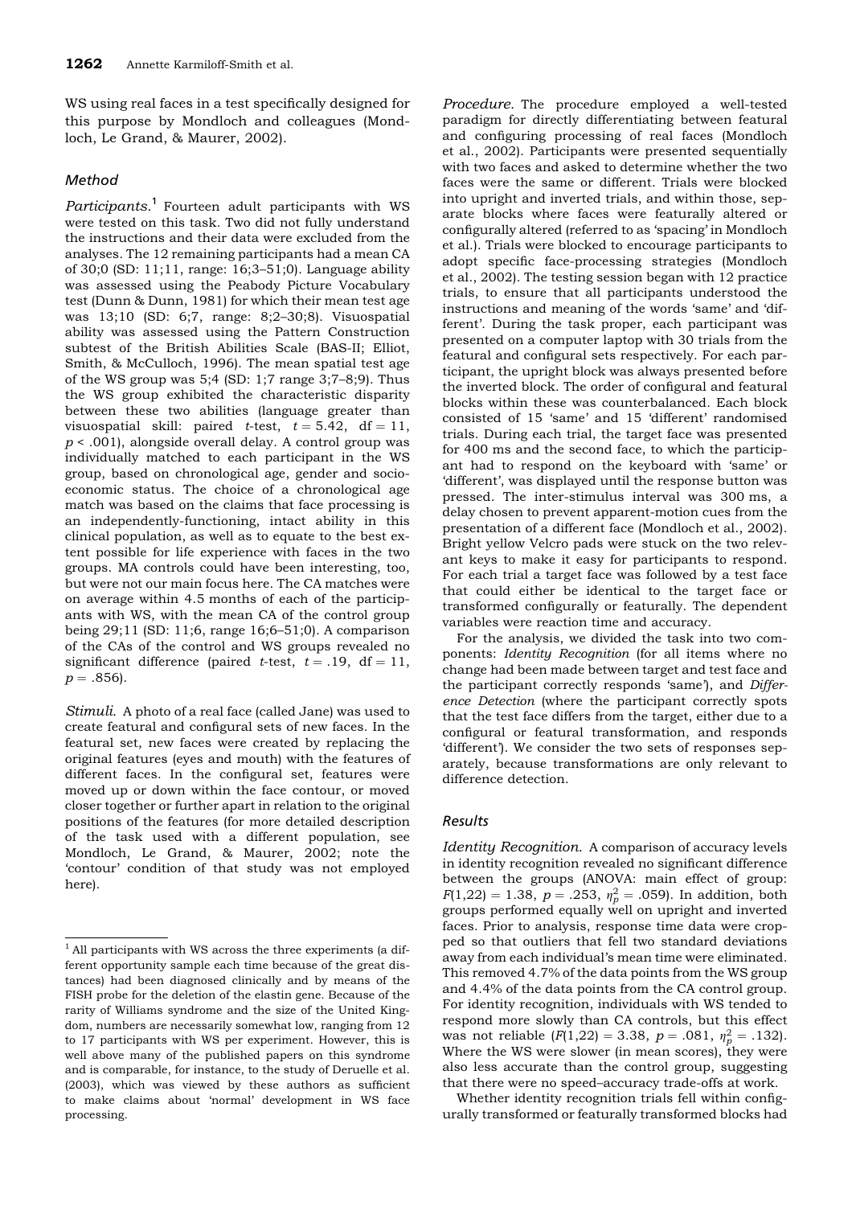WS using real faces in a test specifically designed for this purpose by Mondloch and colleagues (Mondloch, Le Grand, & Maurer, 2002).

## Method

*Participants.*[1] Fourteen adult participants with WS were tested on this task. Two did not fully understand the instructions and their data were excluded from the analyses. The 12 remaining participants had a mean CA of 30;0 (SD: 11;11, range: 16;3–51;0). Language ability was assessed using the Peabody Picture Vocabulary test (Dunn & Dunn, 1981) for which their mean test age was 13;10 (SD: 6;7, range: 8;2–30;8). Visuospatial ability was assessed using the Pattern Construction subtest of the British Abilities Scale (BAS-II; Elliot, Smith, & McCulloch, 1996). The mean spatial test age of the WS group was 5;4 (SD: 1;7 range 3;7–8;9). Thus the WS group exhibited the characteristic disparity between these two abilities (language greater than visuospatial skill: paired *t*-test, $t = 5.42$, $df = 11$, $p < .001$), alongside overall delay. A control group was individually matched to each participant in the WS group, based on chronological age, gender and socio-economic status. The choice of a chronological age match was based on the claims that face processing is an independently-functioning, intact ability in this clinical population, as well as to equate to the best extent possible for life experience with faces in the two groups. MA controls could have been interesting, too, but were not our main focus here. The CA matches were on average within 4.5 months of each of the participants with WS, with the mean CA of the control group being 29;11 (SD: 11;6, range 16;6–51;0). A comparison of the CAs of the control and WS groups revealed no significant difference (paired *t*-test, $t = .19$, $df = 11$, $p = .856$).

*Stimuli.* A photo of a real face (called Jane) was used to create featural and configural sets of new faces. In the featural set, new faces were created by replacing the original features (eyes and mouth) with the features of different faces. In the configural set, features were moved up or down within the face contour, or moved closer together or further apart in relation to the original positions of the features (for more detailed description of the task used with a different population, see Mondloch, Le Grand, & Maurer, 2002; note the 'contour' condition of that study was not employed here).

*Procedure.* The procedure employed a well-tested paradigm for directly differentiating between featural and configuring processing of real faces (Mondloch et al., 2002). Participants were presented sequentially with two faces and asked to determine whether the two faces were the same or different. Trials were blocked into upright and inverted trials, and within those, separate blocks where faces were featurally altered or configurally altered (referred to as 'spacing' in Mondloch et al.). Trials were blocked to encourage participants to adopt specific face-processing strategies (Mondloch et al., 2002). The testing session began with 12 practice trials, to ensure that all participants understood the instructions and meaning of the words 'same' and 'different'. During the task proper, each participant was presented on a computer laptop with 30 trials from the featural and configural sets respectively. For each participant, the upright block was always presented before the inverted block. The order of configural and featural blocks within these was counterbalanced. Each block consisted of 15 'same' and 15 'different' randomised trials. During each trial, the target face was presented for 400 ms and the second face, to which the participant had to respond on the keyboard with 'same' or 'different', was displayed until the response button was pressed. The inter-stimulus interval was 300 ms, a delay chosen to prevent apparent-motion cues from the presentation of a different face (Mondloch et al., 2002). Bright yellow Velcro pads were stuck on the two relevant keys to make it easy for participants to respond. For each trial a target face was followed by a test face that could either be identical to the target face or transformed configurally or featurally. The dependent variables were reaction time and accuracy.

For the analysis, we divided the task into two components: *Identity Recognition* (for all items where no change had been made between target and test face and the participant correctly responds 'same'), and *Difference Detection* (where the participant correctly spots that the test face differs from the target, either due to a configural or featural transformation, and responds 'different'). We consider the two sets of responses separately, because transformations are only relevant to difference detection.

## Results

*Identity Recognition.* A comparison of accuracy levels in identity recognition revealed no significant difference between the groups (ANOVA: main effect of group: $F(1,22) = 1.38$, $p = .253$, $\eta_p^2 = .059$). In addition, both groups performed equally well on upright and inverted faces. Prior to analysis, response time data were cropped so that outliers that fell two standard deviations away from each individual's mean time were eliminated. This removed 4.7% of the data points from the WS group and 4.4% of the data points from the CA control group. For identity recognition, individuals with WS tended to respond more slowly than CA controls, but this effect was not reliable ($F(1,22) = 3.38$, $p = .081$, $\eta_p^2 = .132$). Where the WS were slower (in mean scores), they were also less accurate than the control group, suggesting that there were no speed–accuracy trade-offs at work.

Whether identity recognition trials fell within configurally transformed or featurally transformed blocks had

[1] All participants with WS across the three experiments (a different opportunity sample each time because of the great distances) had been diagnosed clinically and by means of the FISH probe for the deletion of the elastin gene. Because of the rarity of Williams syndrome and the size of the United Kingdom, numbers are necessarily somewhat low, ranging from 12 to 17 participants with WS per experiment. However, this is well above many of the published papers on this syndrome and is comparable, for instance, to the study of Deruelle et al. (2003), which was viewed by these authors as sufficient to make claims about 'normal' development in WS face processing.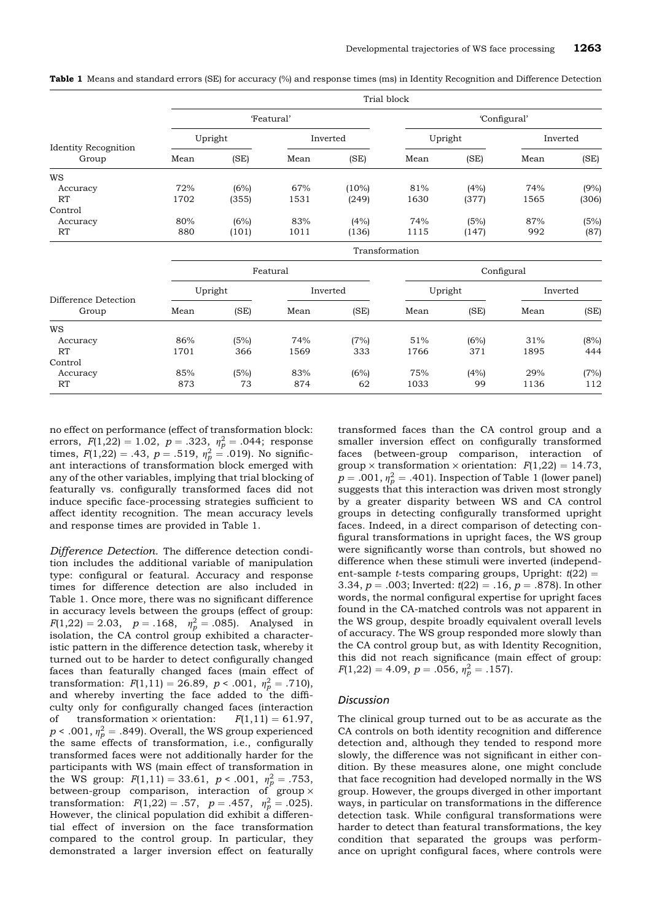**Table 1** Means and standard errors (SE) for accuracy (%) and response times (ms) in Identity Recognition and Difference Detection

| | Trial block | | | | | | | |
|---|---|---|---|---|---|---|---|---|
| | 'Featural' | | | | 'Configural' | | | |
| | Upright | | Inverted | | Upright | | Inverted | |
| Identity Recognition Group | Mean | (SE) | Mean | (SE) | Mean | (SE) | Mean | (SE) |
| WS | | | | | | | | |
| Accuracy | 72% | (6%) | 67% | (10%) | 81% | (4%) | 74% | (9%) |
| RT | 1702 | (355) | 1531 | (249) | 1630 | (377) | 1565 | (306) |
| Control | | | | | | | | |
| Accuracy | 80% | (6%) | 83% | (4%) | 74% | (5%) | 87% | (5%) |
| RT | 880 | (101) | 1011 | (136) | 1115 | (147) | 992 | (87) |

| | Transformation | | | | | | | |
|---|---|---|---|---|---|---|---|---|
| | Featural | | | | Configural | | | |
| | Upright | | Inverted | | Upright | | Inverted | |
| Difference Detection Group | Mean | (SE) | Mean | (SE) | Mean | (SE) | Mean | (SE) |
| WS | | | | | | | | |
| Accuracy | 86% | (5%) | 74% | (7%) | 51% | (6%) | 31% | (8%) |
| RT | 1701 | 366 | 1569 | 333 | 1766 | 371 | 1895 | 444 |
| Control | | | | | | | | |
| Accuracy | 85% | (5%) | 83% | (6%) | 75% | (4%) | 29% | (7%) |
| RT | 873 | 73 | 874 | 62 | 1033 | 99 | 1136 | 112 |

no effect on performance (effect of transformation block: errors, $F(1,22) = 1.02$, $p = .323$, $\eta_p^2 = .044$; response times, $F(1,22) = .43$, $p = .519$, $\eta_p^2 = .019$). No significant interactions of transformation block emerged with any of the other variables, implying that trial blocking of featurally vs. configurally transformed faces did not induce specific face-processing strategies sufficient to affect identity recognition. The mean accuracy levels and response times are provided in Table 1.

*Difference Detection.* The difference detection condition includes the additional variable of manipulation type: configural or featural. Accuracy and response times for difference detection are also included in Table 1. Once more, there was no significant difference in accuracy levels between the groups (effect of group: $F(1,22) = 2.03$, $p = .168$, $\eta_p^2 = .085$). Analysed in isolation, the CA control group exhibited a characteristic pattern in the difference detection task, whereby it turned out to be harder to detect configurally changed faces than featurally changed faces (main effect of transformation: $F(1,11) = 26.89$, $p < .001$, $\eta_p^2 = .710$), and whereby inverting the face added to the difficulty only for configurally changed faces (interaction of transformation × orientation: $F(1,11) = 61.97$, $p < .001$, $\eta_p^2 = .849$). Overall, the WS group experienced the same effects of transformation, i.e., configurally transformed faces were not additionally harder for the participants with WS (main effect of transformation in the WS group: $F(1,11) = 33.61$, $p < .001$, $\eta_p^2 = .753$, between-group comparison, interaction of group × transformation: $F(1,22) = .57$, $p = .457$, $\eta_p^2 = .025$). However, the clinical population did exhibit a differential effect of inversion on the face transformation compared to the control group. In particular, they demonstrated a larger inversion effect on featurally transformed faces than the CA control group and a smaller inversion effect on configurally transformed faces (between-group comparison, interaction of group × transformation × orientation: $F(1,22) = 14.73$, $p = .001$, $\eta_p^2 = .401$). Inspection of Table 1 (lower panel) suggests that this interaction was driven most strongly by a greater disparity between WS and CA control groups in detecting configurally transformed upright faces. Indeed, in a direct comparison of detecting configural transformations in upright faces, the WS group were significantly worse than controls, but showed no difference when these stimuli were inverted (independent-sample *t*-tests comparing groups, Upright: $t(22) = 3.34$, $p = .003$; Inverted: $t(22) = .16$, $p = .878$). In other words, the normal configural expertise for upright faces found in the CA-matched controls was not apparent in the WS group, despite broadly equivalent overall levels of accuracy. The WS group responded more slowly than the CA control group but, as with Identity Recognition, this did not reach significance (main effect of group: $F(1,22) = 4.09$, $p = .056$, $\eta_p^2 = .157$).

### Discussion

The clinical group turned out to be as accurate as the CA controls on both identity recognition and difference detection and, although they tended to respond more slowly, the difference was not significant in either condition. By these measures alone, one might conclude that face recognition had developed normally in the WS group. However, the groups diverged in other important ways, in particular on transformations in the difference detection task. While configural transformations were harder to detect than featural transformations, the key condition that separated the groups was performance on upright configural faces, where controls were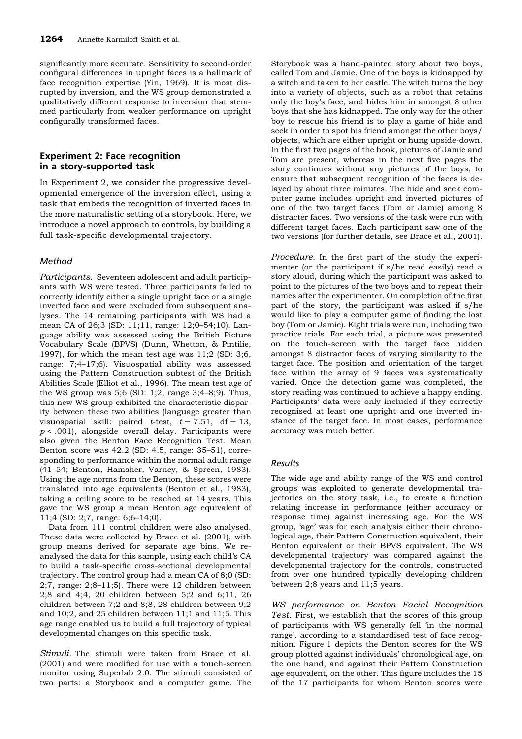significantly more accurate. Sensitivity to second-order configural differences in upright faces is a hallmark of face recognition expertise (Yin, 1969). It is most disrupted by inversion, and the WS group demonstrated a qualitatively different response to inversion that stemmed particularly from weaker performance on upright configurally transformed faces.

## Experiment 2: Face recognition in a story-supported task

In Experiment 2, we consider the progressive developmental emergence of the inversion effect, using a task that embeds the recognition of inverted faces in the more naturalistic setting of a storybook. Here, we introduce a novel approach to controls, by building a full task-specific developmental trajectory.

### Method

*Participants.* Seventeen adolescent and adult participants with WS were tested. Three participants failed to correctly identify either a single upright face or a single inverted face and were excluded from subsequent analyses. The 14 remaining participants with WS had a mean CA of 26;3 (SD: 11;11, range: 12;0–54;10). Language ability was assessed using the British Picture Vocabulary Scale (BPVS) (Dunn, Whetton, & Pintilie, 1997), for which the mean test age was 11;2 (SD: 3;6, range: 7;4–17;6). Visuospatial ability was assessed using the Pattern Construction subtest of the British Abilities Scale (Elliot et al., 1996). The mean test age of the WS group was 5;6 (SD: 1;2, range 3;4–8;9). Thus, this new WS group exhibited the characteristic disparity between these two abilities (language greater than visuospatial skill: paired *t*-test, $t = 7.51$, $df = 13$, $p < .001$), alongside overall delay. Participants were also given the Benton Face Recognition Test. Mean Benton score was 42.2 (SD: 4.5, range: 35–51), corresponding to performance within the normal adult range (41–54; Benton, Hamsher, Varney, & Spreen, 1983). Using the age norms from the Benton, these scores were translated into age equivalents (Benton et al., 1983), taking a ceiling score to be reached at 14 years. This gave the WS group a mean Benton age equivalent of 11;4 (SD: 2;7, range: 6;6–14;0).

Data from 111 control children were also analysed. These data were collected by Brace et al. (2001), with group means derived for separate age bins. We reanalysed the data for this sample, using each child's CA to build a task-specific cross-sectional developmental trajectory. The control group had a mean CA of 8;0 (SD: 2;7, range: 2;8–11;5). There were 12 children between 2;8 and 4;4, 20 children between 5;2 and 6;11, 26 children between 7;2 and 8;8, 28 children between 9;2 and 10;2, and 25 children between 11;1 and 11;5. This age range enabled us to build a full trajectory of typical developmental changes on this specific task.

*Stimuli.* The stimuli were taken from Brace et al. (2001) and were modified for use with a touch-screen monitor using Superlab 2.0. The stimuli consisted of two parts: a Storybook and a computer game. The Storybook was a hand-painted story about two boys, called Tom and Jamie. One of the boys is kidnapped by a witch and taken to her castle. The witch turns the boy into a variety of objects, such as a robot that retains only the boy's face, and hides him in amongst 8 other boys that she has kidnapped. The only way for the other boy to rescue his friend is to play a game of hide and seek in order to spot his friend amongst the other boys/objects, which are either upright or hung upside-down. In the first two pages of the book, pictures of Jamie and Tom are present, whereas in the next five pages the story continues without any pictures of the boys, to ensure that subsequent recognition of the faces is delayed by about three minutes. The hide and seek computer game includes upright and inverted pictures of one of the two target faces (Tom or Jamie) among 8 distracter faces. Two versions of the task were run with different target faces. Each participant saw one of the two versions (for further details, see Brace et al., 2001).

*Procedure.* In the first part of the study the experimenter (or the participant if s/he read easily) read a story aloud, during which the participant was asked to point to the pictures of the two boys and to repeat their names after the experimenter. On completion of the first part of the story, the participant was asked if s/he would like to play a computer game of finding the lost boy (Tom or Jamie). Eight trials were run, including two practice trials. For each trial, a picture was presented on the touch-screen with the target face hidden amongst 8 distractor faces of varying similarity to the target face. The position and orientation of the target face within the array of 9 faces was systematically varied. Once the detection game was completed, the story reading was continued to achieve a happy ending. Participants' data were only included if they correctly recognised at least one upright and one inverted instance of the target face. In most cases, performance accuracy was much better.

### Results

The wide age and ability range of the WS and control groups was exploited to generate developmental trajectories on the story task, i.e., to create a function relating increase in performance (either accuracy or response time) against increasing age. For the WS group, 'age' was for each analysis either their chronological age, their Pattern Construction equivalent, their Benton equivalent or their BPVS equivalent. The WS developmental trajectory was compared against the developmental trajectory for the controls, constructed from over one hundred typically developing children between 2;8 years and 11;5 years.

*WS performance on Benton Facial Recognition Test.* First, we establish that the scores of this group of participants with WS generally fell 'in the normal range', according to a standardised test of face recognition. Figure 1 depicts the Benton scores for the WS group plotted against individuals' chronological age, on the one hand, and against their Pattern Construction age equivalent, on the other. This figure includes the 15 of the 17 participants for whom Benton scores were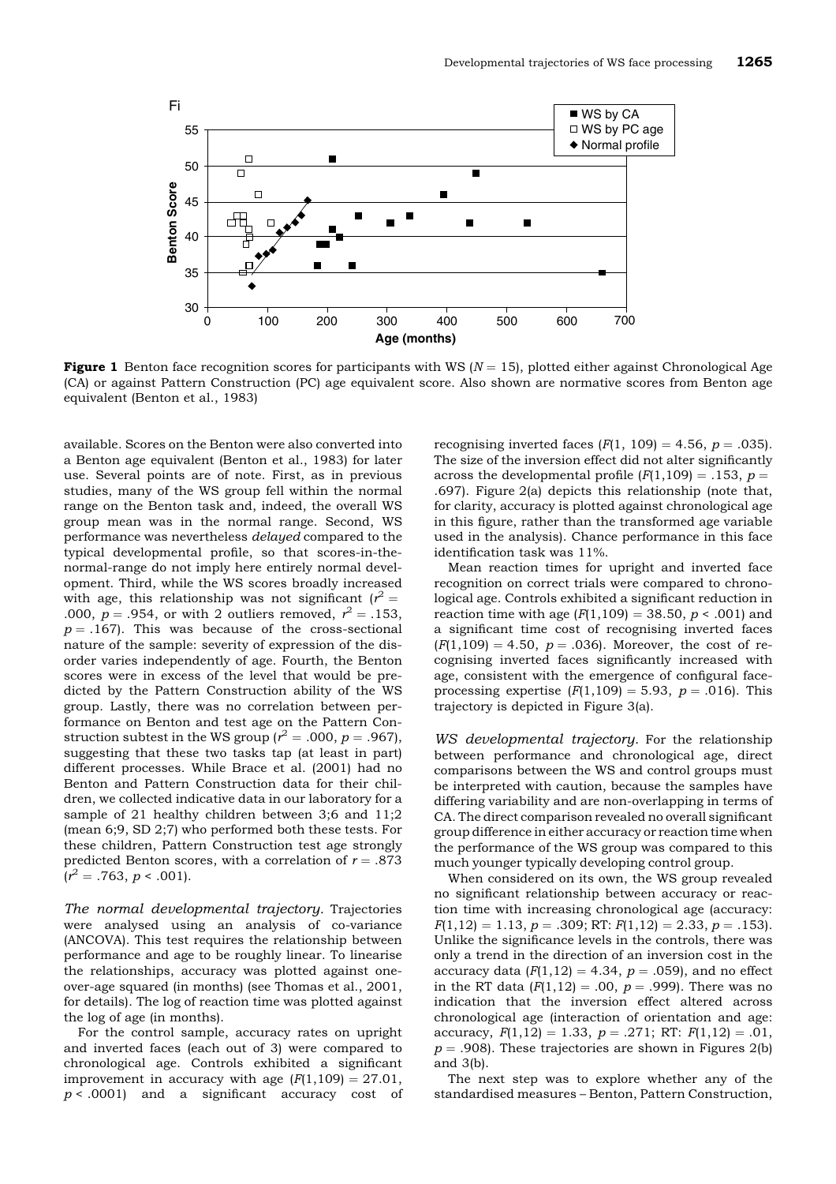**Figure 1** Benton face recognition scores for participants with WS ($N = 15$), plotted either against Chronological Age (CA) or against Pattern Construction (PC) age equivalent score. Also shown are normative scores from Benton age equivalent (Benton et al., 1983)

available. Scores on the Benton were also converted into a Benton age equivalent (Benton et al., 1983) for later use. Several points are of note. First, as in previous studies, many of the WS group fell within the normal range on the Benton task and, indeed, the overall WS group mean was in the normal range. Second, WS performance was nevertheless *delayed* compared to the typical developmental profile, so that scores-in-the-normal-range do not imply here entirely normal development. Third, while the WS scores broadly increased with age, this relationship was not significant ($r^2 = .000$, $p = .954$, or with 2 outliers removed, $r^2 = .153$, $p = .167$). This was because of the cross-sectional nature of the sample: severity of expression of the disorder varies independently of age. Fourth, the Benton scores were in excess of the level that would be predicted by the Pattern Construction ability of the WS group. Lastly, there was no correlation between performance on Benton and test age on the Pattern Construction subtest in the WS group ($r^2 = .000$, $p = .967$), suggesting that these two tasks tap (at least in part) different processes. While Brace et al. (2001) had no Benton and Pattern Construction data for their children, we collected indicative data in our laboratory for a sample of 21 healthy children between 3;6 and 11;2 (mean 6;9, SD 2;7) who performed both these tests. For these children, Pattern Construction test age strongly predicted Benton scores, with a correlation of $r = .873$ ($r^2 = .763$, $p < .001$).

*The normal developmental trajectory.* Trajectories were analysed using an analysis of co-variance (ANCOVA). This test requires the relationship between performance and age to be roughly linear. To linearise the relationships, accuracy was plotted against one-over-age squared (in months) (see Thomas et al., 2001, for details). The log of reaction time was plotted against the log of age (in months).

For the control sample, accuracy rates on upright and inverted faces (each out of 3) were compared to chronological age. Controls exhibited a significant improvement in accuracy with age ($F(1,109) = 27.01$, $p < .0001$) and a significant accuracy cost of recognising inverted faces ($F(1, 109) = 4.56$, $p = .035$). The size of the inversion effect did not alter significantly across the developmental profile ($F(1,109) = .153$, $p = .697$). Figure 2(a) depicts this relationship (note that, for clarity, accuracy is plotted against chronological age in this figure, rather than the transformed age variable used in the analysis). Chance performance in this face identification task was 11%.

Mean reaction times for upright and inverted face recognition on correct trials were compared to chronological age. Controls exhibited a significant reduction in reaction time with age ($F(1,109) = 38.50$, $p < .001$) and a significant time cost of recognising inverted faces ($F(1,109) = 4.50$, $p = .036$). Moreover, the cost of recognising inverted faces significantly increased with age, consistent with the emergence of configural face-processing expertise ($F(1,109) = 5.93$, $p = .016$). This trajectory is depicted in Figure 3(a).

*WS developmental trajectory.* For the relationship between performance and chronological age, direct comparisons between the WS and control groups must be interpreted with caution, because the samples have differing variability and are non-overlapping in terms of CA. The direct comparison revealed no overall significant group difference in either accuracy or reaction time when the performance of the WS group was compared to this much younger typically developing control group.

When considered on its own, the WS group revealed no significant relationship between accuracy or reaction time with increasing chronological age (accuracy: $F(1,12) = 1.13$, $p = .309$; RT: $F(1,12) = 2.33$, $p = .153$). Unlike the significance levels in the controls, there was only a trend in the direction of an inversion cost in the accuracy data ($F(1,12) = 4.34$, $p = .059$), and no effect in the RT data ($F(1,12) = .00$, $p = .999$). There was no indication that the inversion effect altered across chronological age (interaction of orientation and age: accuracy, $F(1,12) = 1.33$, $p = .271$; RT: $F(1,12) = .01$, $p = .908$). These trajectories are shown in Figures 2(b) and 3(b).

The next step was to explore whether any of the standardised measures – Benton, Pattern Construction,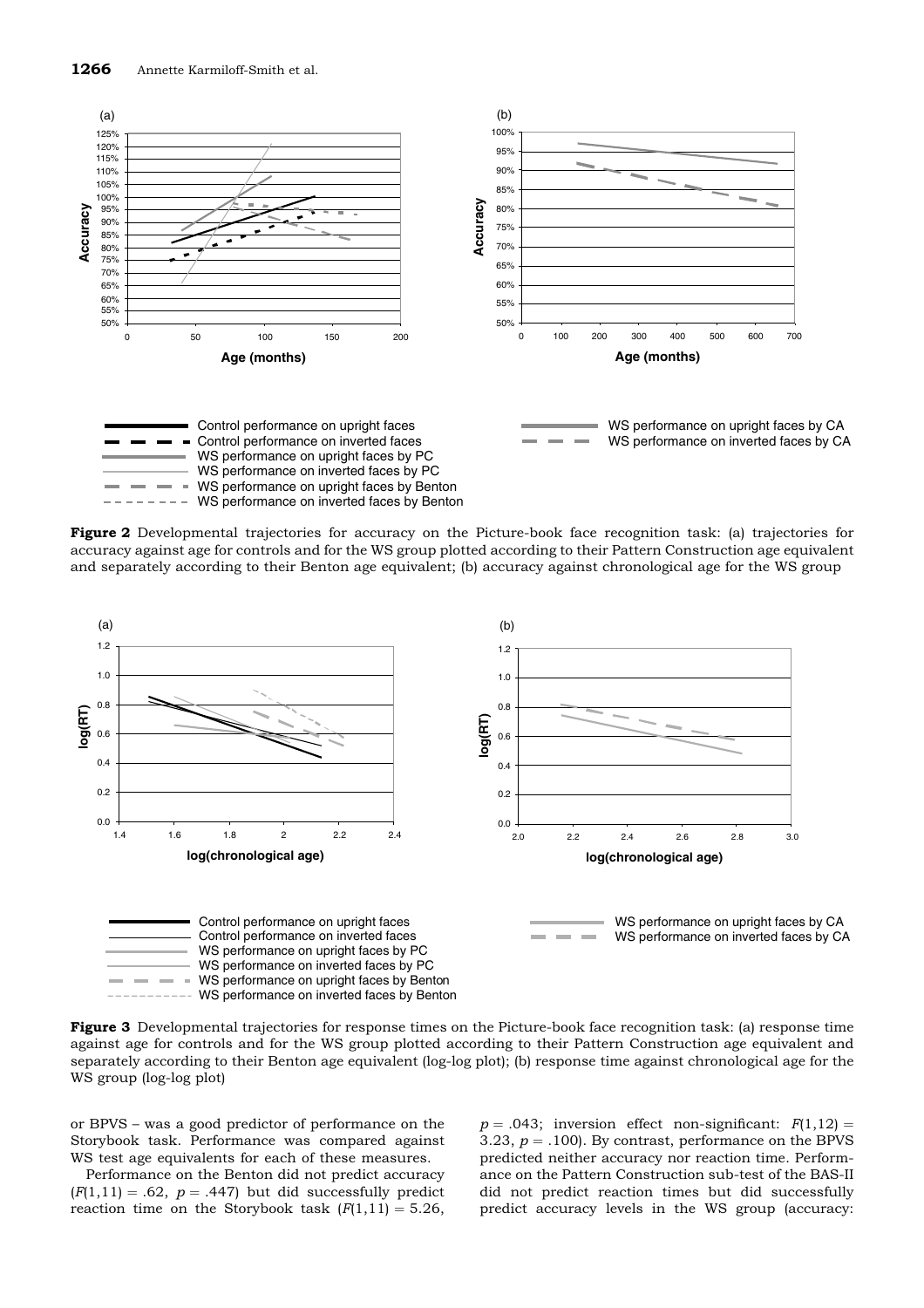**Figure 2** Developmental trajectories for accuracy on the Picture-book face recognition task: (a) trajectories for accuracy against age for controls and for the WS group plotted according to their Pattern Construction age equivalent and separately according to their Benton age equivalent; (b) accuracy against chronological age for the WS group

**Figure 3** Developmental trajectories for response times on the Picture-book face recognition task: (a) response time against age for controls and for the WS group plotted according to their Pattern Construction age equivalent and separately according to their Benton age equivalent (log-log plot); (b) response time against chronological age for the WS group (log-log plot)

or BPVS – was a good predictor of performance on the Storybook task. Performance was compared against WS test age equivalents for each of these measures.

Performance on the Benton did not predict accuracy ($F(1,11) = .62$, $p = .447$) but did successfully predict reaction time on the Storybook task ($F(1,11) = 5.26$, $p = .043$; inversion effect non-significant: $F(1,12) = 3.23$, $p = .100$). By contrast, performance on the BPVS predicted neither accuracy nor reaction time. Performance on the Pattern Construction sub-test of the BAS-II did not predict reaction times but did successfully predict accuracy levels in the WS group (accuracy: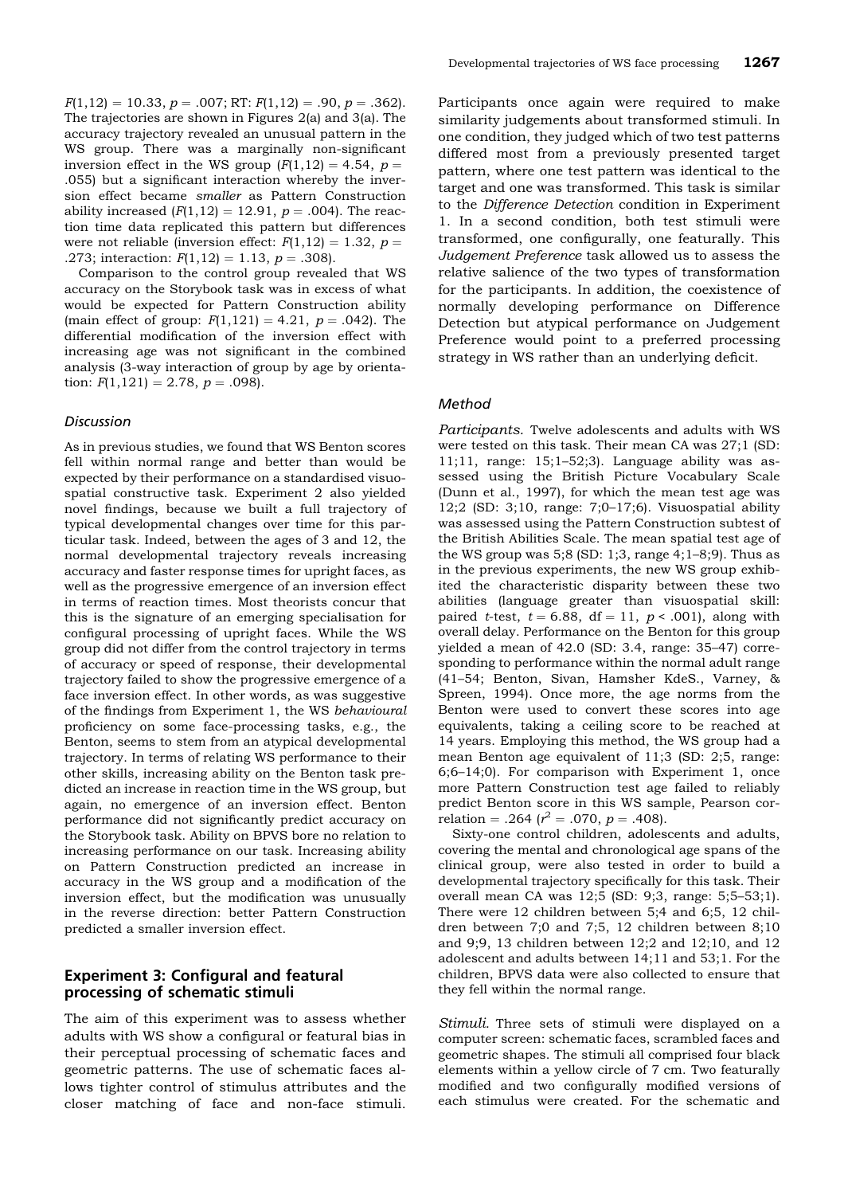$F(1,12) = 10.33$, $p = .007$; RT: $F(1,12) = .90$, $p = .362$). The trajectories are shown in Figures 2(a) and 3(a). The accuracy trajectory revealed an unusual pattern in the WS group. There was a marginally non-significant inversion effect in the WS group ($F(1,12) = 4.54$, $p = .055$) but a significant interaction whereby the inversion effect became *smaller* as Pattern Construction ability increased ($F(1,12) = 12.91$, $p = .004$). The reaction time data replicated this pattern but differences were not reliable (inversion effect: $F(1,12) = 1.32$, $p = .273$; interaction: $F(1,12) = 1.13$, $p = .308$).

Comparison to the control group revealed that WS accuracy on the Storybook task was in excess of what would be expected for Pattern Construction ability (main effect of group: $F(1,121) = 4.21$, $p = .042$). The differential modification of the inversion effect with increasing age was not significant in the combined analysis (3-way interaction of group by age by orientation: $F(1,121) = 2.78$, $p = .098$).

### Discussion

As in previous studies, we found that WS Benton scores fell within normal range and better than would be expected by their performance on a standardised visuospatial constructive task. Experiment 2 also yielded novel findings, because we built a full trajectory of typical developmental changes over time for this particular task. Indeed, between the ages of 3 and 12, the normal developmental trajectory reveals increasing accuracy and faster response times for upright faces, as well as the progressive emergence of an inversion effect in terms of reaction times. Most theorists concur that this is the signature of an emerging specialisation for configural processing of upright faces. While the WS group did not differ from the control trajectory in terms of accuracy or speed of response, their developmental trajectory failed to show the progressive emergence of a face inversion effect. In other words, as was suggestive of the findings from Experiment 1, the WS *behavioural* proficiency on some face-processing tasks, e.g., the Benton, seems to stem from an atypical developmental trajectory. In terms of relating WS performance to their other skills, increasing ability on the Benton task predicted an increase in reaction time in the WS group, but again, no emergence of an inversion effect. Benton performance did not significantly predict accuracy on the Storybook task. Ability on BPVS bore no relation to increasing performance on our task. Increasing ability on Pattern Construction predicted an increase in accuracy in the WS group and a modification of the inversion effect, but the modification was unusually in the reverse direction: better Pattern Construction predicted a smaller inversion effect.

## Experiment 3: Configural and featural processing of schematic stimuli

The aim of this experiment was to assess whether adults with WS show a configural or featural bias in their perceptual processing of schematic faces and geometric patterns. The use of schematic faces allows tighter control of stimulus attributes and the closer matching of face and non-face stimuli. Participants once again were required to make similarity judgements about transformed stimuli. In one condition, they judged which of two test patterns differed most from a previously presented target pattern, where one test pattern was identical to the target and one was transformed. This task is similar to the *Difference Detection* condition in Experiment 1. In a second condition, both test stimuli were transformed, one configurally, one featurally. This *Judgement Preference* task allowed us to assess the relative salience of the two types of transformation for the participants. In addition, the coexistence of normally developing performance on Difference Detection but atypical performance on Judgement Preference would point to a preferred processing strategy in WS rather than an underlying deficit.

### Method

*Participants.* Twelve adolescents and adults with WS were tested on this task. Their mean CA was 27;1 (SD: 11;11, range: 15;1–52;3). Language ability was assessed using the British Picture Vocabulary Scale (Dunn et al., 1997), for which the mean test age was 12;2 (SD: 3;10, range: 7;0–17;6). Visuospatial ability was assessed using the Pattern Construction subtest of the British Abilities Scale. The mean spatial test age of the WS group was 5;8 (SD: 1;3, range 4;1–8;9). Thus as in the previous experiments, the new WS group exhibited the characteristic disparity between these two abilities (language greater than visuospatial skill: paired $t$-test, $t = 6.88$, df $= 11$, $p < .001$), along with overall delay. Performance on the Benton for this group yielded a mean of 42.0 (SD: 3.4, range: 35–47) corresponding to performance within the normal adult range (41–54; Benton, Sivan, Hamsher KdeS., Varney, & Spreen, 1994). Once more, the age norms from the Benton were used to convert these scores into age equivalents, taking a ceiling score to be reached at 14 years. Employing this method, the WS group had a mean Benton age equivalent of 11;3 (SD: 2;5, range: 6;6–14;0). For comparison with Experiment 1, once more Pattern Construction test age failed to reliably predict Benton score in this WS sample, Pearson correlation $= .264$ ($r^2 = .070$, $p = .408$).

Sixty-one control children, adolescents and adults, covering the mental and chronological age spans of the clinical group, were also tested in order to build a developmental trajectory specifically for this task. Their overall mean CA was 12;5 (SD: 9;3, range: 5;5–53;1). There were 12 children between 5;4 and 6;5, 12 children between 7;0 and 7;5, 12 children between 8;10 and 9;9, 13 children between 12;2 and 12;10, and 12 adolescent and adults between 14;11 and 53;1. For the children, BPVS data were also collected to ensure that they fell within the normal range.

*Stimuli.* Three sets of stimuli were displayed on a computer screen: schematic faces, scrambled faces and geometric shapes. The stimuli all comprised four black elements within a yellow circle of 7 cm. Two featurally modified and two configurally modified versions of each stimulus were created. For the schematic and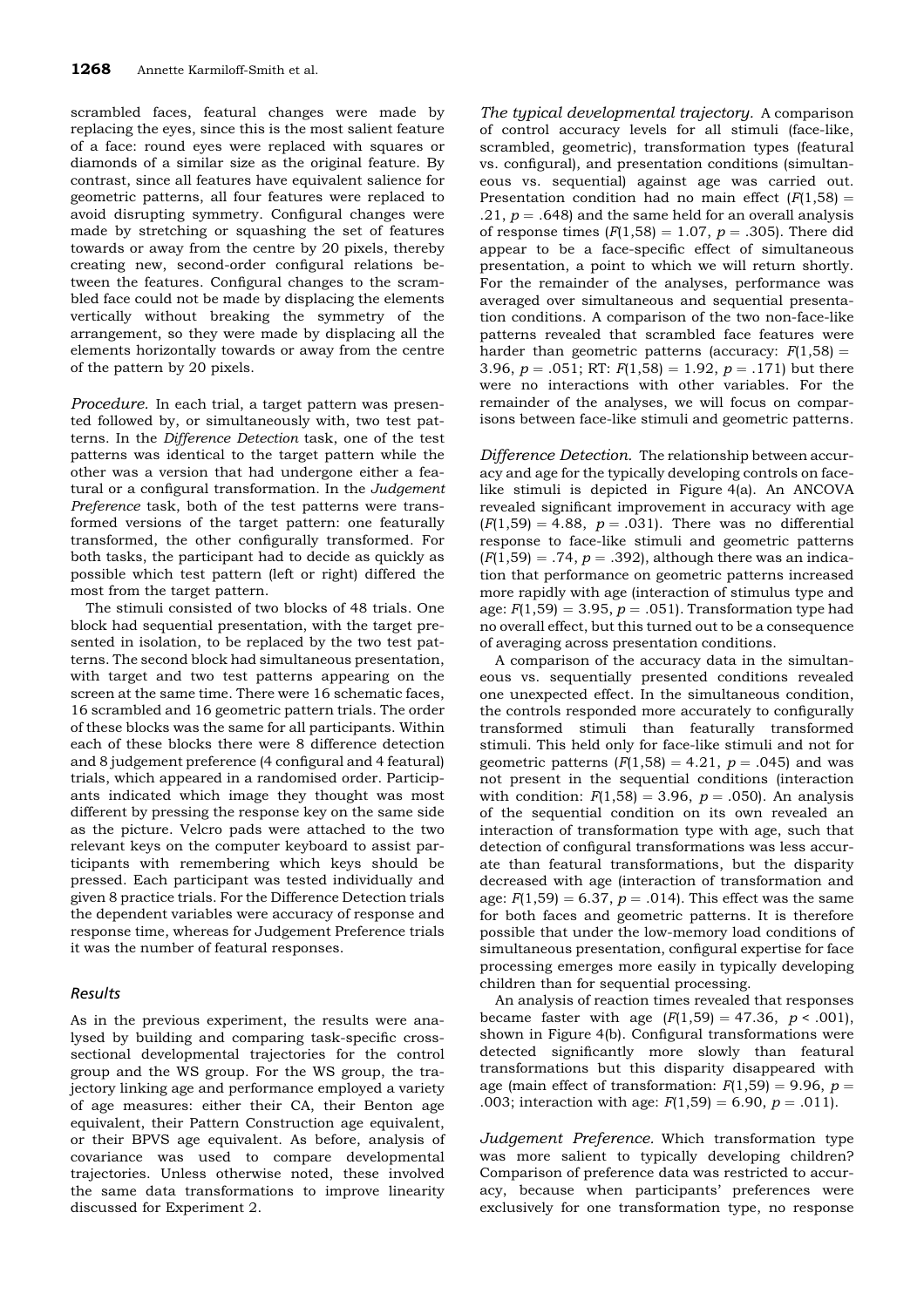scrambled faces, featural changes were made by replacing the eyes, since this is the most salient feature of a face: round eyes were replaced with squares or diamonds of a similar size as the original feature. By contrast, since all features have equivalent salience for geometric patterns, all four features were replaced to avoid disrupting symmetry. Configural changes were made by stretching or squashing the set of features towards or away from the centre by 20 pixels, thereby creating new, second-order configural relations between the features. Configural changes to the scrambled face could not be made by displacing the elements vertically without breaking the symmetry of the arrangement, so they were made by displacing all the elements horizontally towards or away from the centre of the pattern by 20 pixels.

*Procedure.* In each trial, a target pattern was presented followed by, or simultaneously with, two test patterns. In the *Difference Detection* task, one of the test patterns was identical to the target pattern while the other was a version that had undergone either a featural or a configural transformation. In the *Judgement Preference* task, both of the test patterns were transformed versions of the target pattern: one featurally transformed, the other configurally transformed. For both tasks, the participant had to decide as quickly as possible which test pattern (left or right) differed the most from the target pattern.

The stimuli consisted of two blocks of 48 trials. One block had sequential presentation, with the target presented in isolation, to be replaced by the two test patterns. The second block had simultaneous presentation, with target and two test patterns appearing on the screen at the same time. There were 16 schematic faces, 16 scrambled and 16 geometric pattern trials. The order of these blocks was the same for all participants. Within each of these blocks there were 8 difference detection and 8 judgement preference (4 configural and 4 featural) trials, which appeared in a randomised order. Participants indicated which image they thought was most different by pressing the response key on the same side as the picture. Velcro pads were attached to the two relevant keys on the computer keyboard to assist participants with remembering which keys should be pressed. Each participant was tested individually and given 8 practice trials. For the Difference Detection trials the dependent variables were accuracy of response and response time, whereas for Judgement Preference trials it was the number of featural responses.

## Results

As in the previous experiment, the results were analysed by building and comparing task-specific cross-sectional developmental trajectories for the control group and the WS group. For the WS group, the trajectory linking age and performance employed a variety of age measures: either their CA, their Benton age equivalent, their Pattern Construction age equivalent, or their BPVS age equivalent. As before, analysis of covariance was used to compare developmental trajectories. Unless otherwise noted, these involved the same data transformations to improve linearity discussed for Experiment 2.

*The typical developmental trajectory.* A comparison of control accuracy levels for all stimuli (face-like, scrambled, geometric), transformation types (featural vs. configural), and presentation conditions (simultaneous vs. sequential) against age was carried out. Presentation condition had no main effect ($F(1,58) = .21$, $p = .648$) and the same held for an overall analysis of response times ($F(1,58) = 1.07$, $p = .305$). There did appear to be a face-specific effect of simultaneous presentation, a point to which we will return shortly. For the remainder of the analyses, performance was averaged over simultaneous and sequential presentation conditions. A comparison of the two non-face-like patterns revealed that scrambled face features were harder than geometric patterns (accuracy: $F(1,58) = 3.96$, $p = .051$; RT: $F(1,58) = 1.92$, $p = .171$) but there were no interactions with other variables. For the remainder of the analyses, we will focus on comparisons between face-like stimuli and geometric patterns.

*Difference Detection.* The relationship between accuracy and age for the typically developing controls on face-like stimuli is depicted in Figure 4(a). An ANCOVA revealed significant improvement in accuracy with age ($F(1,59) = 4.88$, $p = .031$). There was no differential response to face-like stimuli and geometric patterns ($F(1,59) = .74$, $p = .392$), although there was an indication that performance on geometric patterns increased more rapidly with age (interaction of stimulus type and age: $F(1,59) = 3.95$, $p = .051$). Transformation type had no overall effect, but this turned out to be a consequence of averaging across presentation conditions.

A comparison of the accuracy data in the simultaneous vs. sequentially presented conditions revealed one unexpected effect. In the simultaneous condition, the controls responded more accurately to configurally transformed stimuli than featurally transformed stimuli. This held only for face-like stimuli and not for geometric patterns ($F(1,58) = 4.21$, $p = .045$) and was not present in the sequential conditions (interaction with condition: $F(1,58) = 3.96$, $p = .050$). An analysis of the sequential condition on its own revealed an interaction of transformation type with age, such that detection of configural transformations was less accurate than featural transformations, but the disparity decreased with age (interaction of transformation and age: $F(1,59) = 6.37$, $p = .014$). This effect was the same for both faces and geometric patterns. It is therefore possible that under the low-memory load conditions of simultaneous presentation, configural expertise for face processing emerges more easily in typically developing children than for sequential processing.

An analysis of reaction times revealed that responses became faster with age ($F(1,59) = 47.36$, $p < .001$), shown in Figure 4(b). Configural transformations were detected significantly more slowly than featural transformations but this disparity disappeared with age (main effect of transformation: $F(1,59) = 9.96$, $p = .003$; interaction with age: $F(1,59) = 6.90$, $p = .011$).

*Judgement Preference.* Which transformation type was more salient to typically developing children? Comparison of preference data was restricted to accuracy, because when participants' preferences were exclusively for one transformation type, no response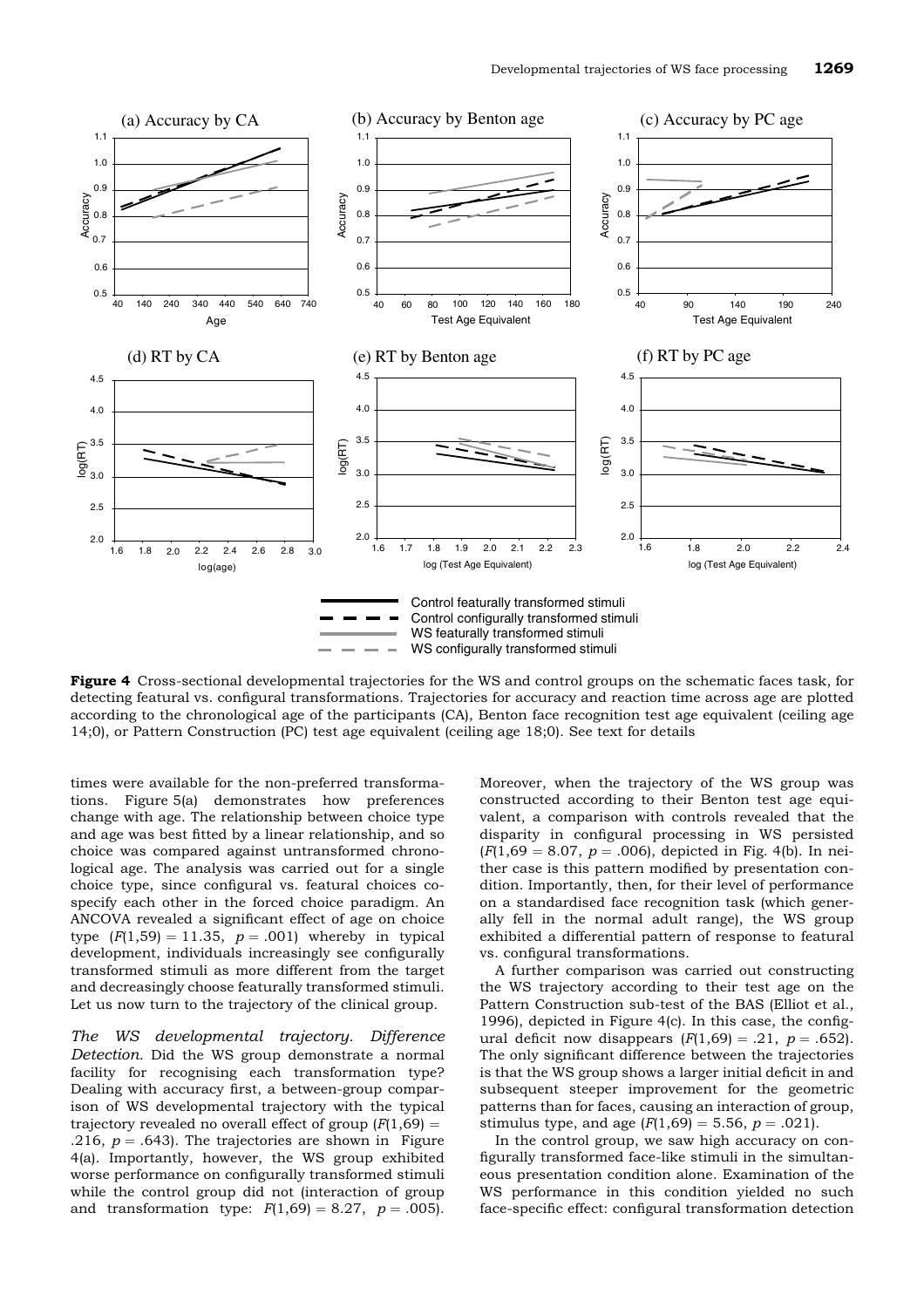**Figure 4** Cross-sectional developmental trajectories for the WS and control groups on the schematic faces task, for detecting featural vs. configural transformations. Trajectories for accuracy and reaction time across age are plotted according to the chronological age of the participants (CA), Benton face recognition test age equivalent (ceiling age 14;0), or Pattern Construction (PC) test age equivalent (ceiling age 18;0). See text for details

times were available for the non-preferred transformations. Figure 5(a) demonstrates how preferences change with age. The relationship between choice type and age was best fitted by a linear relationship, and so choice was compared against untransformed chronological age. The analysis was carried out for a single choice type, since configural vs. featural choices co-specify each other in the forced choice paradigm. An ANCOVA revealed a significant effect of age on choice type ($F(1,59) = 11.35$, $p = .001$) whereby in typical development, individuals increasingly see configurally transformed stimuli as more different from the target and decreasingly choose featurally transformed stimuli. Let us now turn to the trajectory of the clinical group.

*The WS developmental trajectory. Difference Detection.* Did the WS group demonstrate a normal facility for recognising each transformation type? Dealing with accuracy first, a between-group comparison of WS developmental trajectory with the typical trajectory revealed no overall effect of group ($F(1,69) = .216$, $p = .643$). The trajectories are shown in Figure 4(a). Importantly, however, the WS group exhibited worse performance on configurally transformed stimuli while the control group did not (interaction of group and transformation type: $F(1,69) = 8.27$, $p = .005$). Moreover, when the trajectory of the WS group was constructed according to their Benton test age equivalent, a comparison with controls revealed that the disparity in configural processing in WS persisted ($F(1,69 = 8.07$, $p = .006$), depicted in Fig. 4(b). In neither case is this pattern modified by presentation condition. Importantly, then, for their level of performance on a standardised face recognition task (which generally fell in the normal adult range), the WS group exhibited a differential pattern of response to featural vs. configural transformations.

A further comparison was carried out constructing the WS trajectory according to their test age on the Pattern Construction sub-test of the BAS (Elliot et al., 1996), depicted in Figure 4(c). In this case, the configural deficit now disappears ($F(1,69) = .21$, $p = .652$). The only significant difference between the trajectories is that the WS group shows a larger initial deficit in and subsequent steeper improvement for the geometric patterns than for faces, causing an interaction of group, stimulus type, and age ($F(1,69) = 5.56$, $p = .021$).

In the control group, we saw high accuracy on configurally transformed face-like stimuli in the simultaneous presentation condition alone. Examination of the WS performance in this condition yielded no such face-specific effect: configural transformation detection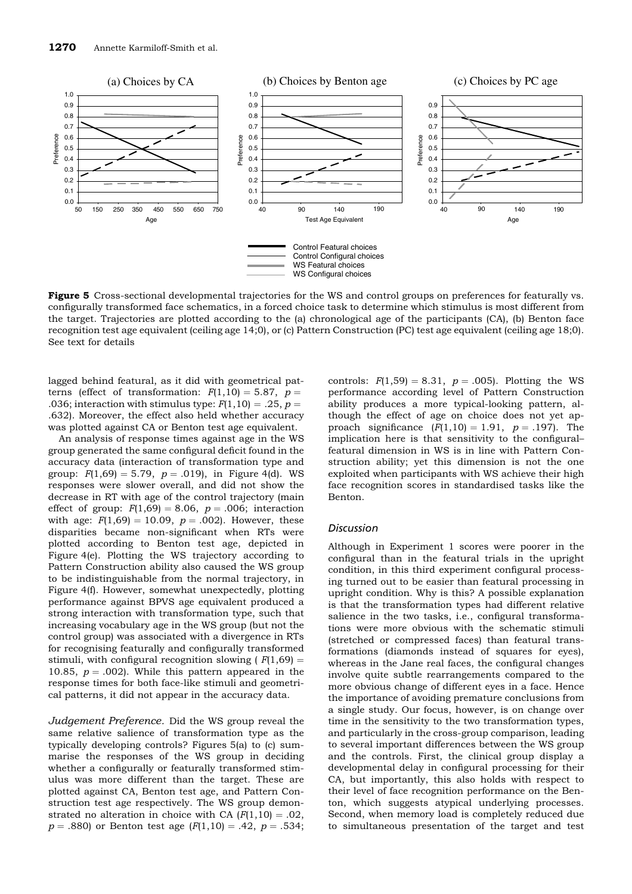(a) Choices by CA

1.0
0.9
0.8
0.7
0.6
0.5
0.4
0.3
0.2
0.1
0.0

Preference

50 150 250 350 450 550 650 750

Age

(b) Choices by Benton age

1.0
0.9
0.8
0.7
0.6
0.5
0.4
0.3
0.2
0.1
0.0

Preference

40 90 140 190

Test Age Equivalent

(c) Choices by PC age

0.9
0.8
0.7
0.6
0.5
0.4
0.3
0.2
0.1
0.0

Preference

40 90 140 190

Age

Control Featural choices
Control Configural choices
WS Featural choices
WS Configural choices

**Figure 5** Cross-sectional developmental trajectories for the WS and control groups on preferences for featurally vs. configurally transformed face schematics, in a forced choice task to determine which stimulus is most different from the target. Trajectories are plotted according to the (a) chronological age of the participants (CA), (b) Benton face recognition test age equivalent (ceiling age 14;0), or (c) Pattern Construction (PC) test age equivalent (ceiling age 18;0). See text for details

lagged behind featural, as it did with geometrical patterns (effect of transformation: $F(1,10) = 5.87$, $p = .036$; interaction with stimulus type: $F(1,10) = .25$, $p = .632$). Moreover, the effect also held whether accuracy was plotted against CA or Benton test age equivalent.

An analysis of response times against age in the WS group generated the same configural deficit found in the accuracy data (interaction of transformation type and group: $F(1,69) = 5.79$, $p = .019$), in Figure 4(d). WS responses were slower overall, and did not show the decrease in RT with age of the control trajectory (main effect of group: $F(1,69) = 8.06$, $p = .006$; interaction with age: $F(1,69) = 10.09$, $p = .002$). However, these disparities became non-significant when RTs were plotted according to Benton test age, depicted in Figure 4(e). Plotting the WS trajectory according to Pattern Construction ability also caused the WS group to be indistinguishable from the normal trajectory, in Figure 4(f). However, somewhat unexpectedly, plotting performance against BPVS age equivalent produced a strong interaction with transformation type, such that increasing vocabulary age in the WS group (but not the control group) was associated with a divergence in RTs for recognising featurally and configurally transformed stimuli, with configural recognition slowing ( $F(1,69) = 10.85$, $p = .002$). While this pattern appeared in the response times for both face-like stimuli and geometrical patterns, it did not appear in the accuracy data.

*Judgement Preference.* Did the WS group reveal the same relative salience of transformation type as the typically developing controls? Figures 5(a) to (c) summarise the responses of the WS group in deciding whether a configurally or featurally transformed stimulus was more different than the target. These are plotted against CA, Benton test age, and Pattern Construction test age respectively. The WS group demonstrated no alteration in choice with CA ($F(1,10) = .02$, $p = .880$) or Benton test age ($F(1,10) = .42$, $p = .534$; controls: $F(1,59) = 8.31$, $p = .005$). Plotting the WS performance according level of Pattern Construction ability produces a more typical-looking pattern, although the effect of age on choice does not yet approach significance ($F(1,10) = 1.91$, $p = .197$). The implication here is that sensitivity to the configural–featural dimension in WS is in line with Pattern Construction ability; yet this dimension is not the one exploited when participants with WS achieve their high face recognition scores in standardised tasks like the Benton.

### *Discussion*

Although in Experiment 1 scores were poorer in the configural than in the featural trials in the upright condition, in this third experiment configural processing turned out to be easier than featural processing in upright condition. Why is this? A possible explanation is that the transformation types had different relative salience in the two tasks, i.e., configural transformations were more obvious with the schematic stimuli (stretched or compressed faces) than featural transformations (diamonds instead of squares for eyes), whereas in the Jane real faces, the configural changes involve quite subtle rearrangements compared to the more obvious change of different eyes in a face. Hence the importance of avoiding premature conclusions from a single study. Our focus, however, is on change over time in the sensitivity to the two transformation types, and particularly in the cross-group comparison, leading to several important differences between the WS group and the controls. First, the clinical group display a developmental delay in configural processing for their CA, but importantly, this also holds with respect to their level of face recognition performance on the Benton, which suggests atypical underlying processes. Second, when memory load is completely reduced due to simultaneous presentation of the target and test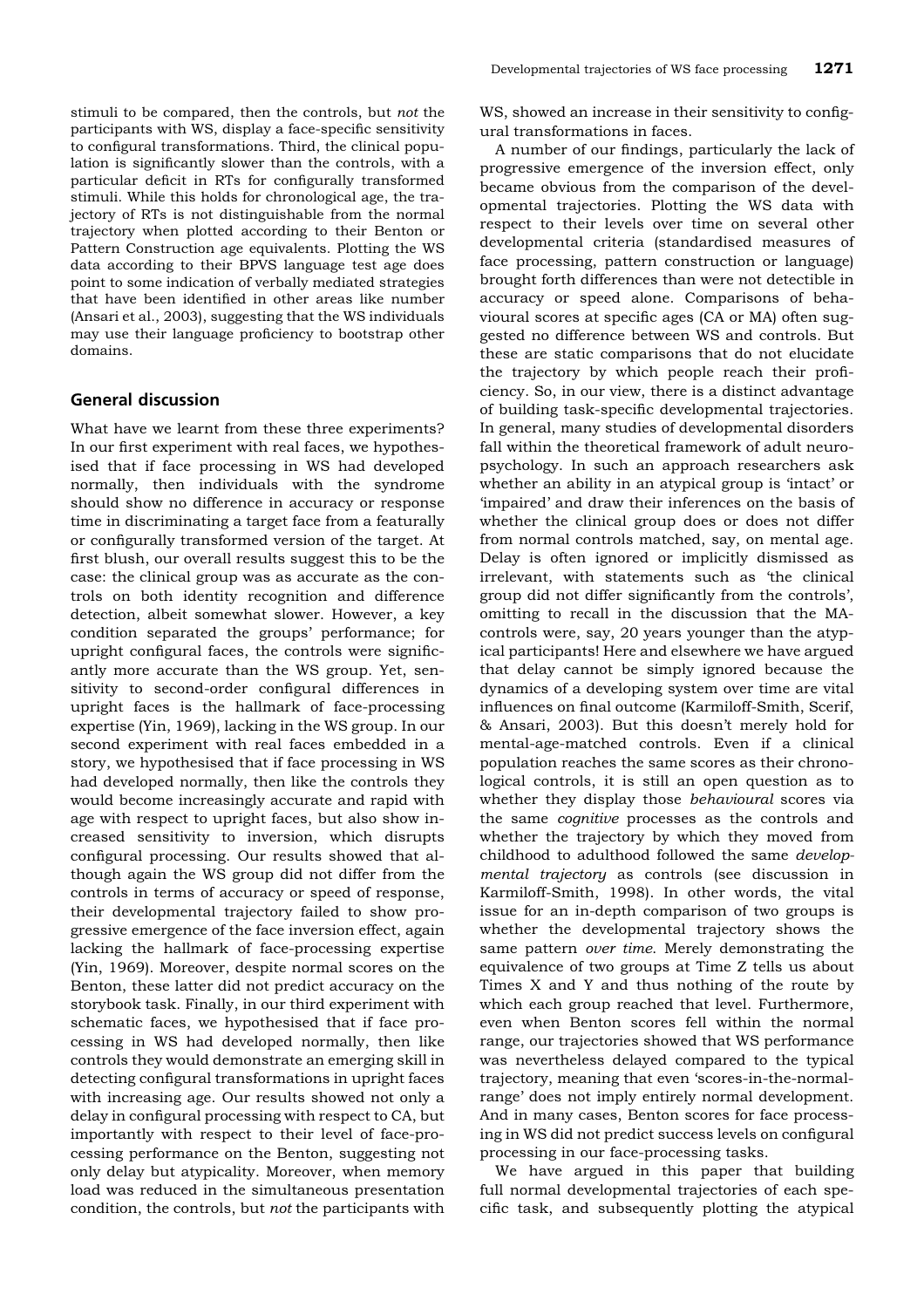stimuli to be compared, then the controls, but *not* the participants with WS, display a face-specific sensitivity to configural transformations. Third, the clinical population is significantly slower than the controls, with a particular deficit in RTs for configurally transformed stimuli. While this holds for chronological age, the trajectory of RTs is not distinguishable from the normal trajectory when plotted according to their Benton or Pattern Construction age equivalents. Plotting the WS data according to their BPVS language test age does point to some indication of verbally mediated strategies that have been identified in other areas like number (Ansari et al., 2003), suggesting that the WS individuals may use their language proficiency to bootstrap other domains.

## General discussion

What have we learnt from these three experiments? In our first experiment with real faces, we hypothesised that if face processing in WS had developed normally, then individuals with the syndrome should show no difference in accuracy or response time in discriminating a target face from a featurally or configurally transformed version of the target. At first blush, our overall results suggest this to be the case: the clinical group was as accurate as the controls on both identity recognition and difference detection, albeit somewhat slower. However, a key condition separated the groups' performance; for upright configural faces, the controls were significantly more accurate than the WS group. Yet, sensitivity to second-order configural differences in upright faces is the hallmark of face-processing expertise (Yin, 1969), lacking in the WS group. In our second experiment with real faces embedded in a story, we hypothesised that if face processing in WS had developed normally, then like the controls they would become increasingly accurate and rapid with age with respect to upright faces, but also show increased sensitivity to inversion, which disrupts configural processing. Our results showed that although again the WS group did not differ from the controls in terms of accuracy or speed of response, their developmental trajectory failed to show progressive emergence of the face inversion effect, again lacking the hallmark of face-processing expertise (Yin, 1969). Moreover, despite normal scores on the Benton, these latter did not predict accuracy on the storybook task. Finally, in our third experiment with schematic faces, we hypothesised that if face processing in WS had developed normally, then like controls they would demonstrate an emerging skill in detecting configural transformations in upright faces with increasing age. Our results showed not only a delay in configural processing with respect to CA, but importantly with respect to their level of face-processing performance on the Benton, suggesting not only delay but atypicality. Moreover, when memory load was reduced in the simultaneous presentation condition, the controls, but *not* the participants with WS, showed an increase in their sensitivity to configural transformations in faces.

A number of our findings, particularly the lack of progressive emergence of the inversion effect, only became obvious from the comparison of the developmental trajectories. Plotting the WS data with respect to their levels over time on several other developmental criteria (standardised measures of face processing, pattern construction or language) brought forth differences than were not detectible in accuracy or speed alone. Comparisons of behavioural scores at specific ages (CA or MA) often suggested no difference between WS and controls. But these are static comparisons that do not elucidate the trajectory by which people reach their proficiency. So, in our view, there is a distinct advantage of building task-specific developmental trajectories. In general, many studies of developmental disorders fall within the theoretical framework of adult neuropsychology. In such an approach researchers ask whether an ability in an atypical group is 'intact' or 'impaired' and draw their inferences on the basis of whether the clinical group does or does not differ from normal controls matched, say, on mental age. Delay is often ignored or implicitly dismissed as irrelevant, with statements such as 'the clinical group did not differ significantly from the controls', omitting to recall in the discussion that the MA-controls were, say, 20 years younger than the atypical participants! Here and elsewhere we have argued that delay cannot be simply ignored because the dynamics of a developing system over time are vital influences on final outcome (Karmiloff-Smith, Scerif, & Ansari, 2003). But this doesn't merely hold for mental-age-matched controls. Even if a clinical population reaches the same scores as their chronological controls, it is still an open question as to whether they display those *behavioural* scores via the same *cognitive* processes as the controls and whether the trajectory by which they moved from childhood to adulthood followed the same *developmental trajectory* as controls (see discussion in Karmiloff-Smith, 1998). In other words, the vital issue for an in-depth comparison of two groups is whether the developmental trajectory shows the same pattern *over time*. Merely demonstrating the equivalence of two groups at Time Z tells us about Times X and Y and thus nothing of the route by which each group reached that level. Furthermore, even when Benton scores fell within the normal range, our trajectories showed that WS performance was nevertheless delayed compared to the typical trajectory, meaning that even 'scores-in-the-normal-range' does not imply entirely normal development. And in many cases, Benton scores for face processing in WS did not predict success levels on configural processing in our face-processing tasks.

We have argued in this paper that building full normal developmental trajectories of each specific task, and subsequently plotting the atypical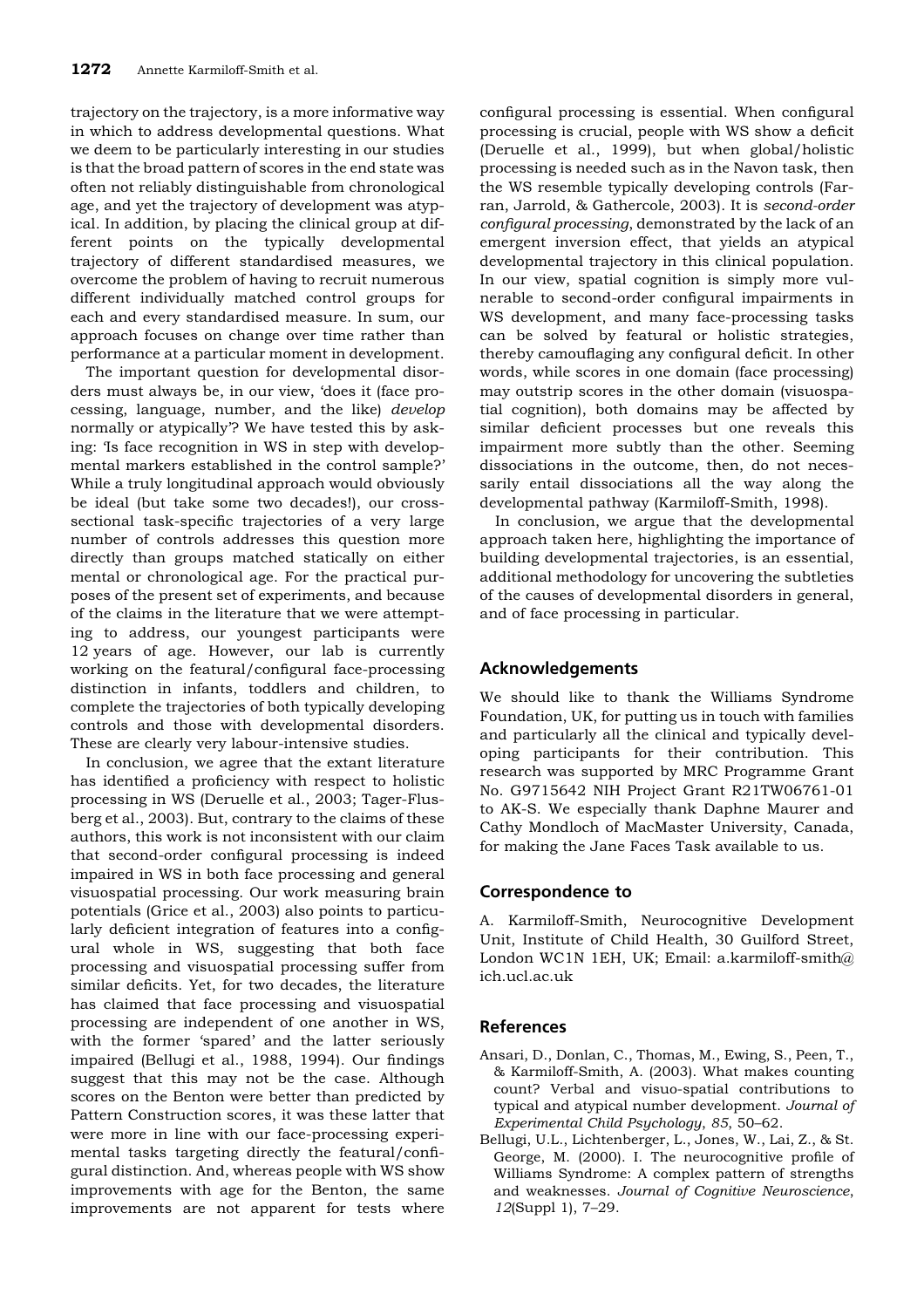trajectory on the trajectory, is a more informative way in which to address developmental questions. What we deem to be particularly interesting in our studies is that the broad pattern of scores in the end state was often not reliably distinguishable from chronological age, and yet the trajectory of development was atypical. In addition, by placing the clinical group at different points on the typically developmental trajectory of different standardised measures, we overcome the problem of having to recruit numerous different individually matched control groups for each and every standardised measure. In sum, our approach focuses on change over time rather than performance at a particular moment in development.

The important question for developmental disorders must always be, in our view, 'does it (face processing, language, number, and the like) *develop* normally or atypically'? We have tested this by asking: 'Is face recognition in WS in step with developmental markers established in the control sample?' While a truly longitudinal approach would obviously be ideal (but take some two decades!), our cross-sectional task-specific trajectories of a very large number of controls addresses this question more directly than groups matched statically on either mental or chronological age. For the practical purposes of the present set of experiments, and because of the claims in the literature that we were attempting to address, our youngest participants were 12 years of age. However, our lab is currently working on the featural/configural face-processing distinction in infants, toddlers and children, to complete the trajectories of both typically developing controls and those with developmental disorders. These are clearly very labour-intensive studies.

In conclusion, we agree that the extant literature has identified a proficiency with respect to holistic processing in WS (Deruelle et al., 2003; Tager-Flusberg et al., 2003). But, contrary to the claims of these authors, this work is not inconsistent with our claim that second-order configural processing is indeed impaired in WS in both face processing and general visuospatial processing. Our work measuring brain potentials (Grice et al., 2003) also points to particularly deficient integration of features into a configural whole in WS, suggesting that both face processing and visuospatial processing suffer from similar deficits. Yet, for two decades, the literature has claimed that face processing and visuospatial processing are independent of one another in WS, with the former 'spared' and the latter seriously impaired (Bellugi et al., 1988, 1994). Our findings suggest that this may not be the case. Although scores on the Benton were better than predicted by Pattern Construction scores, it was these latter that were more in line with our face-processing experimental tasks targeting directly the featural/configural distinction. And, whereas people with WS show improvements with age for the Benton, the same improvements are not apparent for tests where configural processing is essential. When configural processing is crucial, people with WS show a deficit (Deruelle et al., 1999), but when global/holistic processing is needed such as in the Navon task, then the WS resemble typically developing controls (Farran, Jarrold, & Gathercole, 2003). It is *second-order configural processing*, demonstrated by the lack of an emergent inversion effect, that yields an atypical developmental trajectory in this clinical population. In our view, spatial cognition is simply more vulnerable to second-order configural impairments in WS development, and many face-processing tasks can be solved by featural or holistic strategies, thereby camouflaging any configural deficit. In other words, while scores in one domain (face processing) may outstrip scores in the other domain (visuospatial cognition), both domains may be affected by similar deficient processes but one reveals this impairment more subtly than the other. Seeming dissociations in the outcome, then, do not necessarily entail dissociations all the way along the developmental pathway (Karmiloff-Smith, 1998).

In conclusion, we argue that the developmental approach taken here, highlighting the importance of building developmental trajectories, is an essential, additional methodology for uncovering the subtleties of the causes of developmental disorders in general, and of face processing in particular.

## Acknowledgements

We should like to thank the Williams Syndrome Foundation, UK, for putting us in touch with families and particularly all the clinical and typically developing participants for their contribution. This research was supported by MRC Programme Grant No. G9715642 NIH Project Grant R21TW06761-01 to AK-S. We especially thank Daphne Maurer and Cathy Mondloch of MacMaster University, Canada, for making the Jane Faces Task available to us.

## Correspondence to

A. Karmiloff-Smith, Neurocognitive Development Unit, Institute of Child Health, 30 Guilford Street, London WC1N 1EH, UK; Email: a.karmiloff-smith@ich.ucl.ac.uk

## References

Ansari, D., Donlan, C., Thomas, M., Ewing, S., Peen, T., & Karmiloff-Smith, A. (2003). What makes counting count? Verbal and visuo-spatial contributions to typical and atypical number development. *Journal of Experimental Child Psychology*, *85*, 50–62.

Bellugi, U.L., Lichtenberger, L., Jones, W., Lai, Z., & St. George, M. (2000). I. The neurocognitive profile of Williams Syndrome: A complex pattern of strengths and weaknesses. *Journal of Cognitive Neuroscience*, *12*(Suppl 1), 7–29.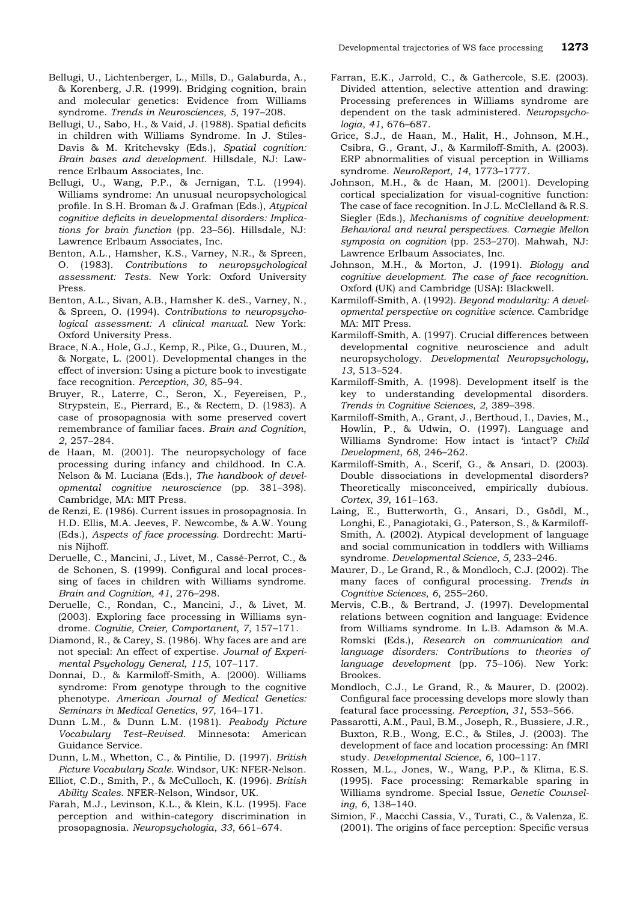Bellugi, U., Lichtenberger, L., Mills, D., Galaburda, A., & Korenberg, J.R. (1999). Bridging cognition, brain and molecular genetics: Evidence from Williams syndrome. *Trends in Neurosciences*, *5*, 197–208.

Bellugi, U., Sabo, H., & Vaid, J. (1988). Spatial deficits in children with Williams Syndrome. In J. Stiles-Davis & M. Kritchevsky (Eds.), *Spatial cognition: Brain bases and development*. Hillsdale, NJ: Lawrence Erlbaum Associates, Inc.

Bellugi, U., Wang, P.P., & Jernigan, T.L. (1994). Williams syndrome: An unusual neuropsychological profile. In S.H. Broman & J. Grafman (Eds.), *Atypical cognitive deficits in developmental disorders: Implications for brain function* (pp. 23–56). Hillsdale, NJ: Lawrence Erlbaum Associates, Inc.

Benton, A.L., Hamsher, K.S., Varney, N.R., & Spreen, O. (1983). *Contributions to neuropsychological assessment: Tests.* New York: Oxford University Press.

Benton, A.L., Sivan, A.B., Hamsher K. deS., Varney, N., & Spreen, O. (1994). *Contributions to neuropsychological assessment: A clinical manual.* New York: Oxford University Press.

Brace, N.A., Hole, G.J., Kemp, R., Pike, G., Duuren, M., & Norgate, L. (2001). Developmental changes in the effect of inversion: Using a picture book to investigate face recognition. *Perception*, *30*, 85–94.

Bruyer, R., Laterre, C., Seron, X., Feyereisen, P., Strypstein, E., Pierrard, E., & Rectem, D. (1983). A case of prosopagnosia with some preserved covert remembrance of familiar faces. *Brain and Cognition*, *2*, 257–284.

de Haan, M. (2001). The neuropsychology of face processing during infancy and childhood. In C.A. Nelson & M. Luciana (Eds.), *The handbook of developmental cognitive neuroscience* (pp. 381–398). Cambridge, MA: MIT Press.

de Renzi, E. (1986). Current issues in prosopagnosia. In H.D. Ellis, M.A. Jeeves, F. Newcombe, & A.W. Young (Eds.), *Aspects of face processing.* Dordrecht: Martinis Nijhoff.

Deruelle, C., Mancini, J., Livet, M., Cassé-Perrot, C., & de Schonen, S. (1999). Configural and local processing of faces in children with Williams syndrome. *Brain and Cognition*, *41*, 276–298.

Deruelle, C., Rondan, C., Mancini, J., & Livet, M. (2003). Exploring face processing in Williams syndrome. *Cognitie, Creier, Comportanent*, *7*, 157–171.

Diamond, R., & Carey, S. (1986). Why faces are and are not special: An effect of expertise. *Journal of Experimental Psychology General*, *115*, 107–117.

Donnai, D., & Karmiloff-Smith, A. (2000). Williams syndrome: From genotype through to the cognitive phenotype. *American Journal of Medical Genetics: Seminars in Medical Genetics*, *97*, 164–171.

Dunn L.M., & Dunn L.M. (1981). *Peabody Picture Vocabulary Test–Revised.* Minnesota: American Guidance Service.

Dunn, L.M., Whetton, C., & Pintilie, D. (1997). *British Picture Vocabulary Scale.* Windsor, UK: NFER-Nelson.

Elliot, C.D., Smith, P., & McCulloch, K. (1996). *British Ability Scales.* NFER-Nelson, Windsor, UK.

Farah, M.J., Levinson, K.L., & Klein, K.L. (1995). Face perception and within-category discrimination in prosopagnosia. *Neuropsychologia*, *33*, 661–674.

Farran, E.K., Jarrold, C., & Gathercole, S.E. (2003). Divided attention, selective attention and drawing: Processing preferences in Williams syndrome are dependent on the task administered. *Neuropsychologia*, *41*, 676–687.

Grice, S.J., de Haan, M., Halit, H., Johnson, M.H., Csibra, G., Grant, J., & Karmiloff-Smith, A. (2003). ERP abnormalities of visual perception in Williams syndrome. *NeuroReport*, *14*, 1773–1777.

Johnson, M.H., & de Haan, M. (2001). Developing cortical specialization for visual-cognitive function: The case of face recognition. In J.L. McClelland & R.S. Siegler (Eds.), *Mechanisms of cognitive development: Behavioral and neural perspectives. Carnegie Mellon symposia on cognition* (pp. 253–270). Mahwah, NJ: Lawrence Erlbaum Associates, Inc.

Johnson, M.H., & Morton, J. (1991). *Biology and cognitive development. The case of face recognition.* Oxford (UK) and Cambridge (USA): Blackwell.

Karmiloff-Smith, A. (1992). *Beyond modularity: A developmental perspective on cognitive science.* Cambridge MA: MIT Press.

Karmiloff-Smith, A. (1997). Crucial differences between developmental cognitive neuroscience and adult neuropsychology. *Developmental Neuropsychology*, *13*, 513–524.

Karmiloff-Smith, A. (1998). Development itself is the key to understanding developmental disorders. *Trends in Cognitive Sciences*, *2*, 389–398.

Karmiloff-Smith, A., Grant, J., Berthoud, I., Davies, M., Howlin, P., & Udwin, O. (1997). Language and Williams Syndrome: How intact is 'intact'? *Child Development*, *68*, 246–262.

Karmiloff-Smith, A., Scerif, G., & Ansari, D. (2003). Double dissociations in developmental disorders? Theoretically misconceived, empirically dubious. *Cortex*, *39*, 161–163.

Laing, E., Butterworth, G., Ansari, D., Gsödl, M., Longhi, E., Panagiotaki, G., Paterson, S., & Karmiloff-Smith, A. (2002). Atypical development of language and social communication in toddlers with Williams syndrome. *Developmental Science*, *5*, 233–246.

Maurer, D., Le Grand, R., & Mondloch, C.J. (2002). The many faces of configural processing. *Trends in Cognitive Sciences*, *6*, 255–260.

Mervis, C.B., & Bertrand, J. (1997). Developmental relations between cognition and language: Evidence from Williams syndrome. In L.B. Adamson & M.A. Romski (Eds.), *Research on communication and language disorders: Contributions to theories of language development* (pp. 75–106). New York: Brookes.

Mondloch, C.J., Le Grand, R., & Maurer, D. (2002). Configural face processing develops more slowly than featural face processing. *Perception*, *31*, 553–566.

Passarotti, A.M., Paul, B.M., Joseph, R., Bussiere, J.R., Buxton, R.B., Wong, E.C., & Stiles, J. (2003). The development of face and location processing: An fMRI study. *Developmental Science*, *6*, 100–117.

Rossen, M.L., Jones, W., Wang, P.P., & Klima, E.S. (1995). Face processing: Remarkable sparing in Williams syndrome. Special Issue, *Genetic Counseling*, *6*, 138–140.

Simion, F., Macchi Cassia, V., Turati, C., & Valenza, E. (2001). The origins of face perception: Specific versus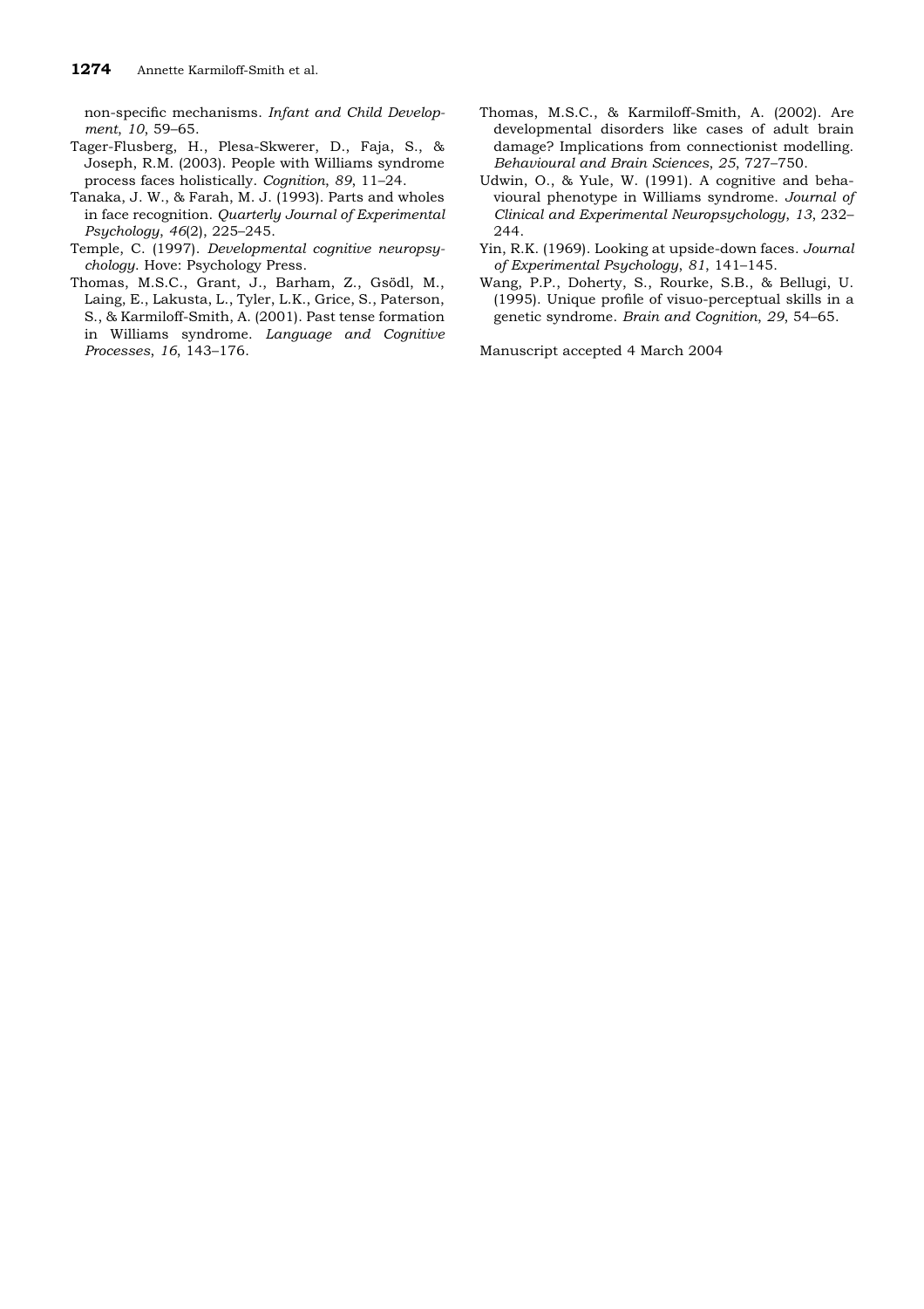non-specific mechanisms. *Infant and Child Development*, *10*, 59–65.

Tager-Flusberg, H., Plesa-Skwerer, D., Faja, S., & Joseph, R.M. (2003). People with Williams syndrome process faces holistically. *Cognition*, *89*, 11–24.

Tanaka, J. W., & Farah, M. J. (1993). Parts and wholes in face recognition. *Quarterly Journal of Experimental Psychology*, *46*(2), 225–245.

Temple, C. (1997). *Developmental cognitive neuropsychology*. Hove: Psychology Press.

Thomas, M.S.C., Grant, J., Barham, Z., Gsödl, M., Laing, E., Lakusta, L., Tyler, L.K., Grice, S., Paterson, S., & Karmiloff-Smith, A. (2001). Past tense formation in Williams syndrome. *Language and Cognitive Processes*, *16*, 143–176.

Thomas, M.S.C., & Karmiloff-Smith, A. (2002). Are developmental disorders like cases of adult brain damage? Implications from connectionist modelling. *Behavioural and Brain Sciences*, *25*, 727–750.

Udwin, O., & Yule, W. (1991). A cognitive and behavioural phenotype in Williams syndrome. *Journal of Clinical and Experimental Neuropsychology*, *13*, 232–244.

Yin, R.K. (1969). Looking at upside-down faces. *Journal of Experimental Psychology*, *81*, 141–145.

Wang, P.P., Doherty, S., Rourke, S.B., & Bellugi, U. (1995). Unique profile of visuo-perceptual skills in a genetic syndrome. *Brain and Cognition*, *29*, 54–65.

Manuscript accepted 4 March 2004